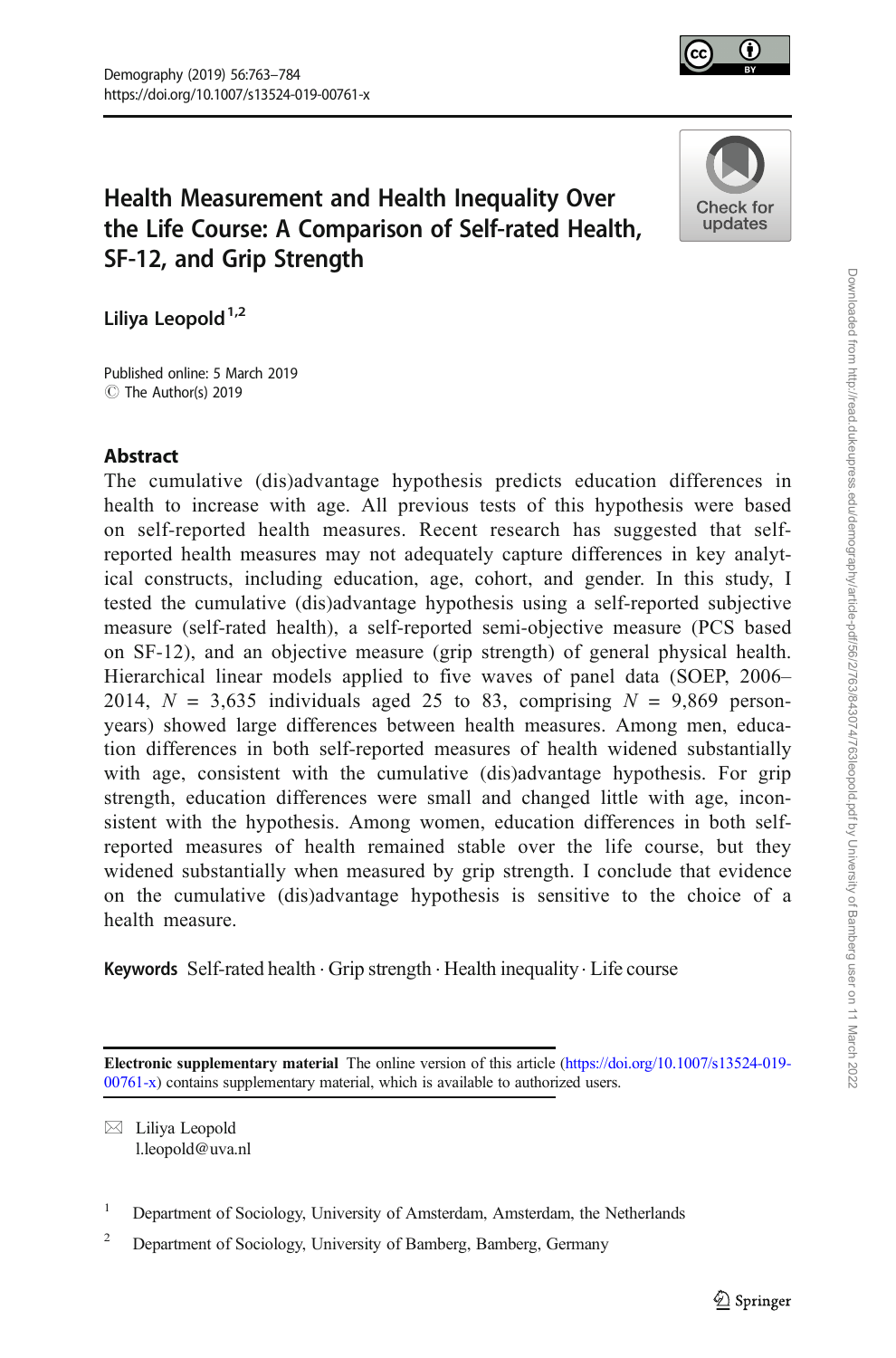# Health Measurement and Health Inequality Over the Life Course: A Comparison of Self-rated Health, SF-12, and Grip Strength

Liliya Leopold[1,2]

Published online: 5 March 2019
© The Author(s) 2019

## Abstract

The cumulative (dis)advantage hypothesis predicts education differences in health to increase with age. All previous tests of this hypothesis were based on self-reported health measures. Recent research has suggested that self-reported health measures may not adequately capture differences in key analytical constructs, including education, age, cohort, and gender. In this study, I tested the cumulative (dis)advantage hypothesis using a self-reported subjective measure (self-rated health), a self-reported semi-objective measure (PCS based on SF-12), and an objective measure (grip strength) of general physical health. Hierarchical linear models applied to five waves of panel data (SOEP, 2006–2014, $N = 3{,}635$ individuals aged 25 to 83, comprising $N = 9{,}869$ person-years) showed large differences between health measures. Among men, education differences in both self-reported measures of health widened substantially with age, consistent with the cumulative (dis)advantage hypothesis. For grip strength, education differences were small and changed little with age, inconsistent with the hypothesis. Among women, education differences in both self-reported measures of health remained stable over the life course, but they widened substantially when measured by grip strength. I conclude that evidence on the cumulative (dis)advantage hypothesis is sensitive to the choice of a health measure.

**Keywords** Self-rated health · Grip strength · Health inequality · Life course

**Electronic supplementary material** The online version of this article (https://doi.org/10.1007/s13524-019-00761-x) contains supplementary material, which is available to authorized users.

✉ Liliya Leopold
l.leopold@uva.nl

1 Department of Sociology, University of Amsterdam, Amsterdam, the Netherlands

2 Department of Sociology, University of Bamberg, Bamberg, Germany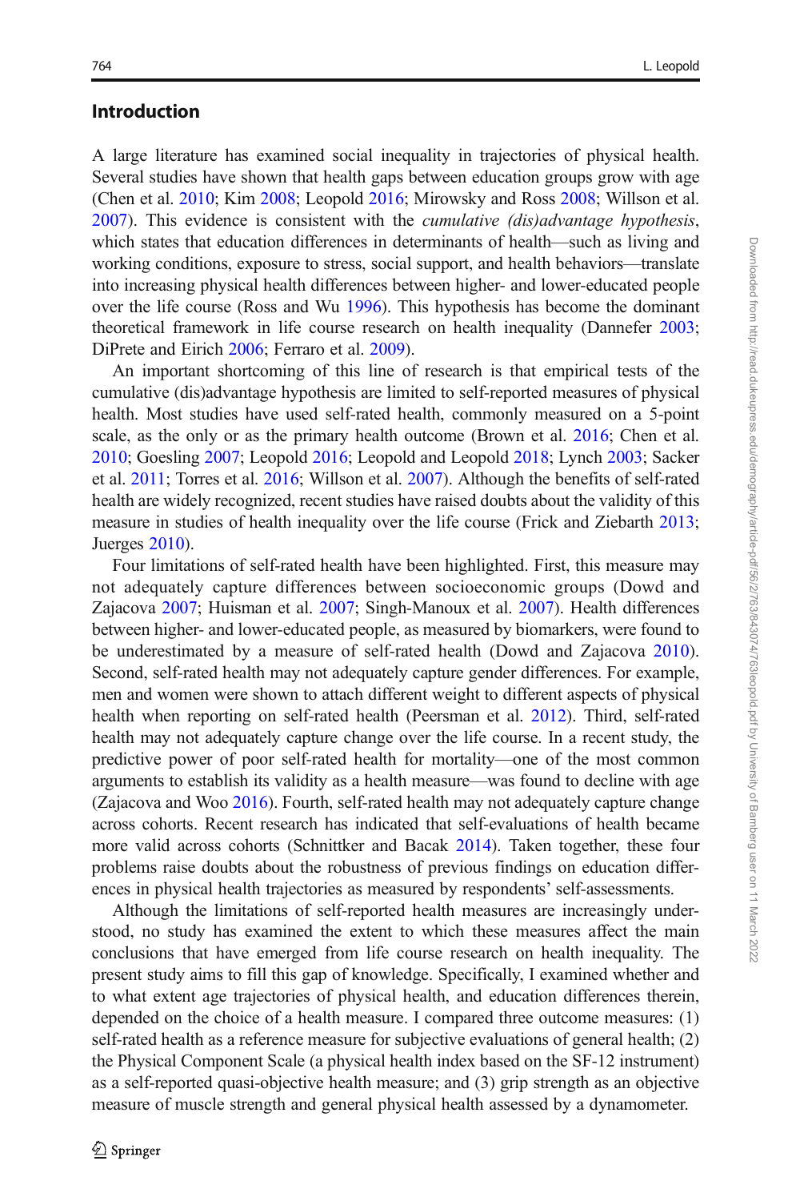## Introduction

A large literature has examined social inequality in trajectories of physical health. Several studies have shown that health gaps between education groups grow with age (Chen et al. 2010; Kim 2008; Leopold 2016; Mirowsky and Ross 2008; Willson et al. 2007). This evidence is consistent with the *cumulative (dis)advantage hypothesis*, which states that education differences in determinants of health—such as living and working conditions, exposure to stress, social support, and health behaviors—translate into increasing physical health differences between higher- and lower-educated people over the life course (Ross and Wu 1996). This hypothesis has become the dominant theoretical framework in life course research on health inequality (Dannefer 2003; DiPrete and Eirich 2006; Ferraro et al. 2009).

An important shortcoming of this line of research is that empirical tests of the cumulative (dis)advantage hypothesis are limited to self-reported measures of physical health. Most studies have used self-rated health, commonly measured on a 5-point scale, as the only or as the primary health outcome (Brown et al. 2016; Chen et al. 2010; Goesling 2007; Leopold 2016; Leopold and Leopold 2018; Lynch 2003; Sacker et al. 2011; Torres et al. 2016; Willson et al. 2007). Although the benefits of self-rated health are widely recognized, recent studies have raised doubts about the validity of this measure in studies of health inequality over the life course (Frick and Ziebarth 2013; Juerges 2010).

Four limitations of self-rated health have been highlighted. First, this measure may not adequately capture differences between socioeconomic groups (Dowd and Zajacova 2007; Huisman et al. 2007; Singh-Manoux et al. 2007). Health differences between higher- and lower-educated people, as measured by biomarkers, were found to be underestimated by a measure of self-rated health (Dowd and Zajacova 2010). Second, self-rated health may not adequately capture gender differences. For example, men and women were shown to attach different weight to different aspects of physical health when reporting on self-rated health (Peersman et al. 2012). Third, self-rated health may not adequately capture change over the life course. In a recent study, the predictive power of poor self-rated health for mortality—one of the most common arguments to establish its validity as a health measure—was found to decline with age (Zajacova and Woo 2016). Fourth, self-rated health may not adequately capture change across cohorts. Recent research has indicated that self-evaluations of health became more valid across cohorts (Schnittker and Bacak 2014). Taken together, these four problems raise doubts about the robustness of previous findings on education differences in physical health trajectories as measured by respondents' self-assessments.

Although the limitations of self-reported health measures are increasingly understood, no study has examined the extent to which these measures affect the main conclusions that have emerged from life course research on health inequality. The present study aims to fill this gap of knowledge. Specifically, I examined whether and to what extent age trajectories of physical health, and education differences therein, depended on the choice of a health measure. I compared three outcome measures: (1) self-rated health as a reference measure for subjective evaluations of general health; (2) the Physical Component Scale (a physical health index based on the SF-12 instrument) as a self-reported quasi-objective health measure; and (3) grip strength as an objective measure of muscle strength and general physical health assessed by a dynamometer.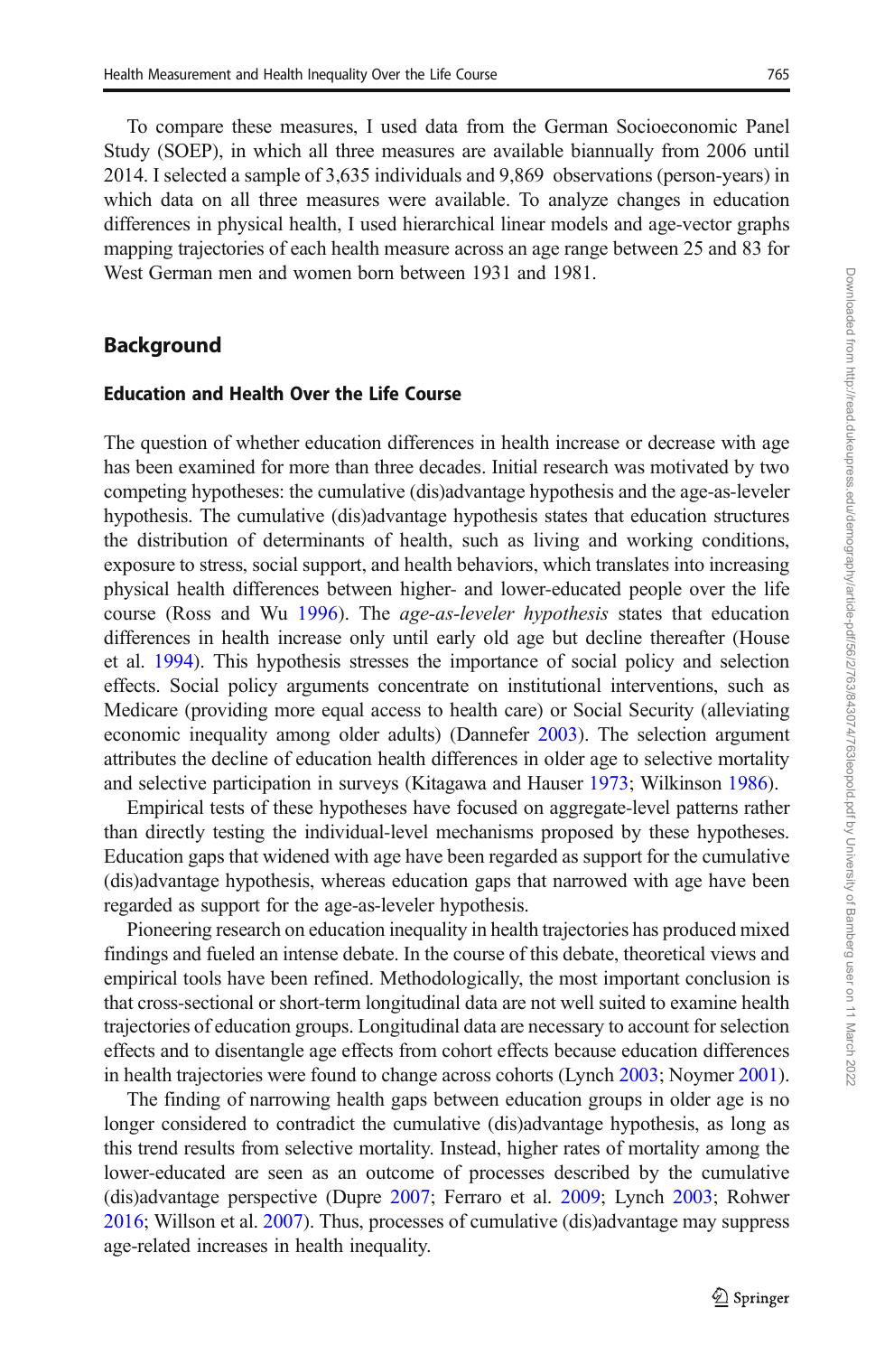To compare these measures, I used data from the German Socioeconomic Panel Study (SOEP), in which all three measures are available biannually from 2006 until 2014. I selected a sample of 3,635 individuals and 9,869 observations (person-years) in which data on all three measures were available. To analyze changes in education differences in physical health, I used hierarchical linear models and age-vector graphs mapping trajectories of each health measure across an age range between 25 and 83 for West German men and women born between 1931 and 1981.

## Background

### Education and Health Over the Life Course

The question of whether education differences in health increase or decrease with age has been examined for more than three decades. Initial research was motivated by two competing hypotheses: the cumulative (dis)advantage hypothesis and the age-as-leveler hypothesis. The cumulative (dis)advantage hypothesis states that education structures the distribution of determinants of health, such as living and working conditions, exposure to stress, social support, and health behaviors, which translates into increasing physical health differences between higher- and lower-educated people over the life course (Ross and Wu 1996). The *age-as-leveler hypothesis* states that education differences in health increase only until early old age but decline thereafter (House et al. 1994). This hypothesis stresses the importance of social policy and selection effects. Social policy arguments concentrate on institutional interventions, such as Medicare (providing more equal access to health care) or Social Security (alleviating economic inequality among older adults) (Dannefer 2003). The selection argument attributes the decline of education health differences in older age to selective mortality and selective participation in surveys (Kitagawa and Hauser 1973; Wilkinson 1986).

Empirical tests of these hypotheses have focused on aggregate-level patterns rather than directly testing the individual-level mechanisms proposed by these hypotheses. Education gaps that widened with age have been regarded as support for the cumulative (dis)advantage hypothesis, whereas education gaps that narrowed with age have been regarded as support for the age-as-leveler hypothesis.

Pioneering research on education inequality in health trajectories has produced mixed findings and fueled an intense debate. In the course of this debate, theoretical views and empirical tools have been refined. Methodologically, the most important conclusion is that cross-sectional or short-term longitudinal data are not well suited to examine health trajectories of education groups. Longitudinal data are necessary to account for selection effects and to disentangle age effects from cohort effects because education differences in health trajectories were found to change across cohorts (Lynch 2003; Noymer 2001).

The finding of narrowing health gaps between education groups in older age is no longer considered to contradict the cumulative (dis)advantage hypothesis, as long as this trend results from selective mortality. Instead, higher rates of mortality among the lower-educated are seen as an outcome of processes described by the cumulative (dis)advantage perspective (Dupre 2007; Ferraro et al. 2009; Lynch 2003; Rohwer 2016; Willson et al. 2007). Thus, processes of cumulative (dis)advantage may suppress age-related increases in health inequality.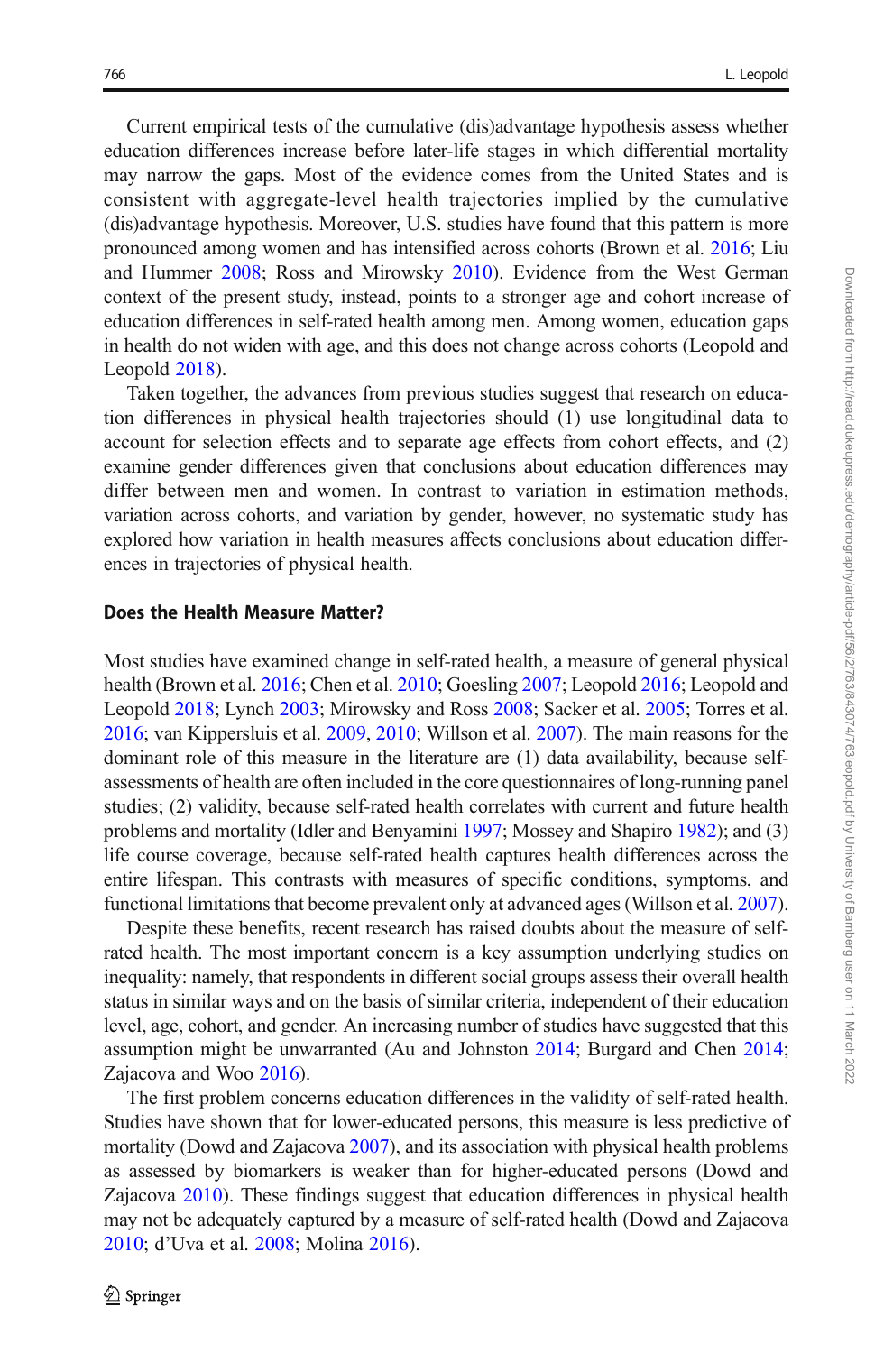Current empirical tests of the cumulative (dis)advantage hypothesis assess whether education differences increase before later-life stages in which differential mortality may narrow the gaps. Most of the evidence comes from the United States and is consistent with aggregate-level health trajectories implied by the cumulative (dis)advantage hypothesis. Moreover, U.S. studies have found that this pattern is more pronounced among women and has intensified across cohorts (Brown et al. 2016; Liu and Hummer 2008; Ross and Mirowsky 2010). Evidence from the West German context of the present study, instead, points to a stronger age and cohort increase of education differences in self-rated health among men. Among women, education gaps in health do not widen with age, and this does not change across cohorts (Leopold and Leopold 2018).

Taken together, the advances from previous studies suggest that research on education differences in physical health trajectories should (1) use longitudinal data to account for selection effects and to separate age effects from cohort effects, and (2) examine gender differences given that conclusions about education differences may differ between men and women. In contrast to variation in estimation methods, variation across cohorts, and variation by gender, however, no systematic study has explored how variation in health measures affects conclusions about education differences in trajectories of physical health.

### Does the Health Measure Matter?

Most studies have examined change in self-rated health, a measure of general physical health (Brown et al. 2016; Chen et al. 2010; Goesling 2007; Leopold 2016; Leopold and Leopold 2018; Lynch 2003; Mirowsky and Ross 2008; Sacker et al. 2005; Torres et al. 2016; van Kippersluis et al. 2009, 2010; Willson et al. 2007). The main reasons for the dominant role of this measure in the literature are (1) data availability, because self-assessments of health are often included in the core questionnaires of long-running panel studies; (2) validity, because self-rated health correlates with current and future health problems and mortality (Idler and Benyamini 1997; Mossey and Shapiro 1982); and (3) life course coverage, because self-rated health captures health differences across the entire lifespan. This contrasts with measures of specific conditions, symptoms, and functional limitations that become prevalent only at advanced ages (Willson et al. 2007).

Despite these benefits, recent research has raised doubts about the measure of self-rated health. The most important concern is a key assumption underlying studies on inequality: namely, that respondents in different social groups assess their overall health status in similar ways and on the basis of similar criteria, independent of their education level, age, cohort, and gender. An increasing number of studies have suggested that this assumption might be unwarranted (Au and Johnston 2014; Burgard and Chen 2014; Zajacova and Woo 2016).

The first problem concerns education differences in the validity of self-rated health. Studies have shown that for lower-educated persons, this measure is less predictive of mortality (Dowd and Zajacova 2007), and its association with physical health problems as assessed by biomarkers is weaker than for higher-educated persons (Dowd and Zajacova 2010). These findings suggest that education differences in physical health may not be adequately captured by a measure of self-rated health (Dowd and Zajacova 2010; d'Uva et al. 2008; Molina 2016).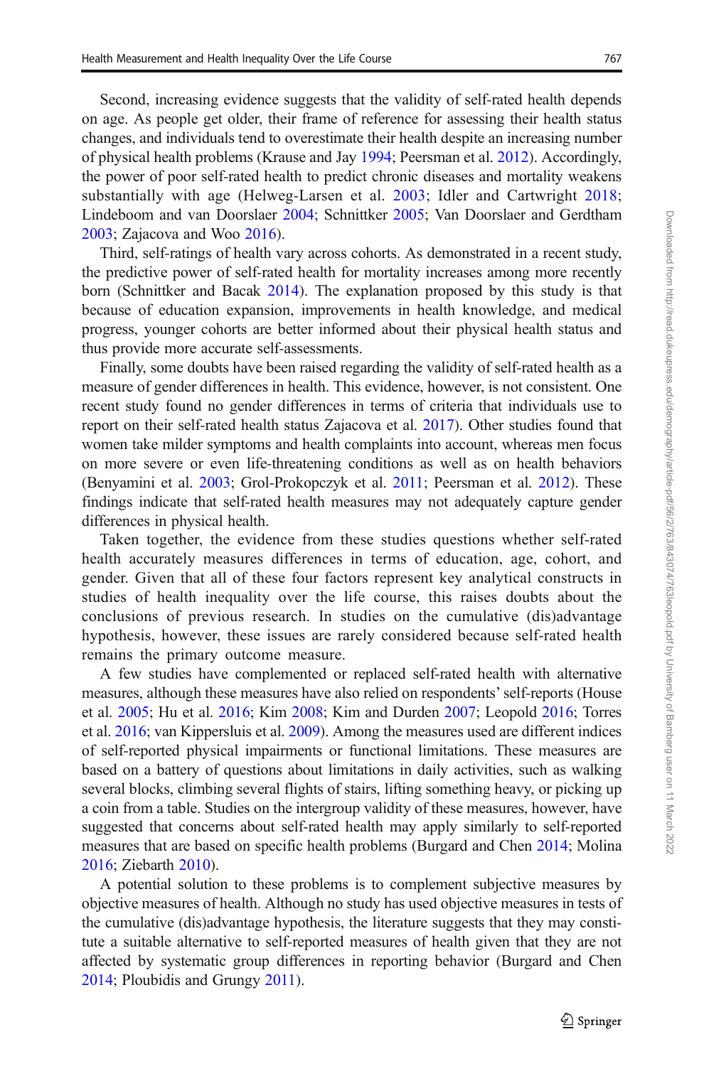Second, increasing evidence suggests that the validity of self-rated health depends on age. As people get older, their frame of reference for assessing their health status changes, and individuals tend to overestimate their health despite an increasing number of physical health problems (Krause and Jay 1994; Peersman et al. 2012). Accordingly, the power of poor self-rated health to predict chronic diseases and mortality weakens substantially with age (Helweg-Larsen et al. 2003; Idler and Cartwright 2018; Lindeboom and van Doorslaer 2004; Schnittker 2005; Van Doorslaer and Gerdtham 2003; Zajacova and Woo 2016).

Third, self-ratings of health vary across cohorts. As demonstrated in a recent study, the predictive power of self-rated health for mortality increases among more recently born (Schnittker and Bacak 2014). The explanation proposed by this study is that because of education expansion, improvements in health knowledge, and medical progress, younger cohorts are better informed about their physical health status and thus provide more accurate self-assessments.

Finally, some doubts have been raised regarding the validity of self-rated health as a measure of gender differences in health. This evidence, however, is not consistent. One recent study found no gender differences in terms of criteria that individuals use to report on their self-rated health status Zajacova et al. 2017). Other studies found that women take milder symptoms and health complaints into account, whereas men focus on more severe or even life-threatening conditions as well as on health behaviors (Benyamini et al. 2003; Grol-Prokopczyk et al. 2011; Peersman et al. 2012). These findings indicate that self-rated health measures may not adequately capture gender differences in physical health.

Taken together, the evidence from these studies questions whether self-rated health accurately measures differences in terms of education, age, cohort, and gender. Given that all of these four factors represent key analytical constructs in studies of health inequality over the life course, this raises doubts about the conclusions of previous research. In studies on the cumulative (dis)advantage hypothesis, however, these issues are rarely considered because self-rated health remains the primary outcome measure.

A few studies have complemented or replaced self-rated health with alternative measures, although these measures have also relied on respondents' self-reports (House et al. 2005; Hu et al. 2016; Kim 2008; Kim and Durden 2007; Leopold 2016; Torres et al. 2016; van Kippersluis et al. 2009). Among the measures used are different indices of self-reported physical impairments or functional limitations. These measures are based on a battery of questions about limitations in daily activities, such as walking several blocks, climbing several flights of stairs, lifting something heavy, or picking up a coin from a table. Studies on the intergroup validity of these measures, however, have suggested that concerns about self-rated health may apply similarly to self-reported measures that are based on specific health problems (Burgard and Chen 2014; Molina 2016; Ziebarth 2010).

A potential solution to these problems is to complement subjective measures by objective measures of health. Although no study has used objective measures in tests of the cumulative (dis)advantage hypothesis, the literature suggests that they may constitute a suitable alternative to self-reported measures of health given that they are not affected by systematic group differences in reporting behavior (Burgard and Chen 2014; Ploubidis and Grungy 2011).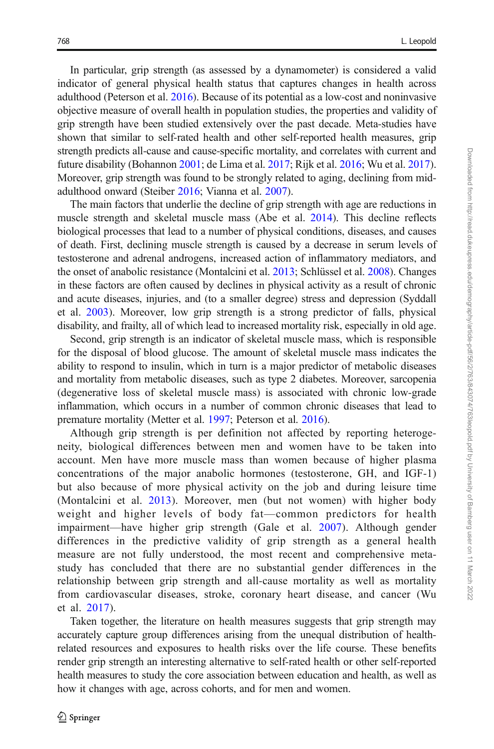In particular, grip strength (as assessed by a dynamometer) is considered a valid indicator of general physical health status that captures changes in health across adulthood (Peterson et al. 2016). Because of its potential as a low-cost and noninvasive objective measure of overall health in population studies, the properties and validity of grip strength have been studied extensively over the past decade. Meta-studies have shown that similar to self-rated health and other self-reported health measures, grip strength predicts all-cause and cause-specific mortality, and correlates with current and future disability (Bohannon 2001; de Lima et al. 2017; Rijk et al. 2016; Wu et al. 2017). Moreover, grip strength was found to be strongly related to aging, declining from mid-adulthood onward (Steiber 2016; Vianna et al. 2007).

The main factors that underlie the decline of grip strength with age are reductions in muscle strength and skeletal muscle mass (Abe et al. 2014). This decline reflects biological processes that lead to a number of physical conditions, diseases, and causes of death. First, declining muscle strength is caused by a decrease in serum levels of testosterone and adrenal androgens, increased action of inflammatory mediators, and the onset of anabolic resistance (Montalcini et al. 2013; Schlüssel et al. 2008). Changes in these factors are often caused by declines in physical activity as a result of chronic and acute diseases, injuries, and (to a smaller degree) stress and depression (Syddall et al. 2003). Moreover, low grip strength is a strong predictor of falls, physical disability, and frailty, all of which lead to increased mortality risk, especially in old age.

Second, grip strength is an indicator of skeletal muscle mass, which is responsible for the disposal of blood glucose. The amount of skeletal muscle mass indicates the ability to respond to insulin, which in turn is a major predictor of metabolic diseases and mortality from metabolic diseases, such as type 2 diabetes. Moreover, sarcopenia (degenerative loss of skeletal muscle mass) is associated with chronic low-grade inflammation, which occurs in a number of common chronic diseases that lead to premature mortality (Metter et al. 1997; Peterson et al. 2016).

Although grip strength is per definition not affected by reporting heterogeneity, biological differences between men and women have to be taken into account. Men have more muscle mass than women because of higher plasma concentrations of the major anabolic hormones (testosterone, GH, and IGF-1) but also because of more physical activity on the job and during leisure time (Montalcini et al. 2013). Moreover, men (but not women) with higher body weight and higher levels of body fat—common predictors for health impairment—have higher grip strength (Gale et al. 2007). Although gender differences in the predictive validity of grip strength as a general health measure are not fully understood, the most recent and comprehensive meta-study has concluded that there are no substantial gender differences in the relationship between grip strength and all-cause mortality as well as mortality from cardiovascular diseases, stroke, coronary heart disease, and cancer (Wu et al. 2017).

Taken together, the literature on health measures suggests that grip strength may accurately capture group differences arising from the unequal distribution of health-related resources and exposures to health risks over the life course. These benefits render grip strength an interesting alternative to self-rated health or other self-reported health measures to study the core association between education and health, as well as how it changes with age, across cohorts, and for men and women.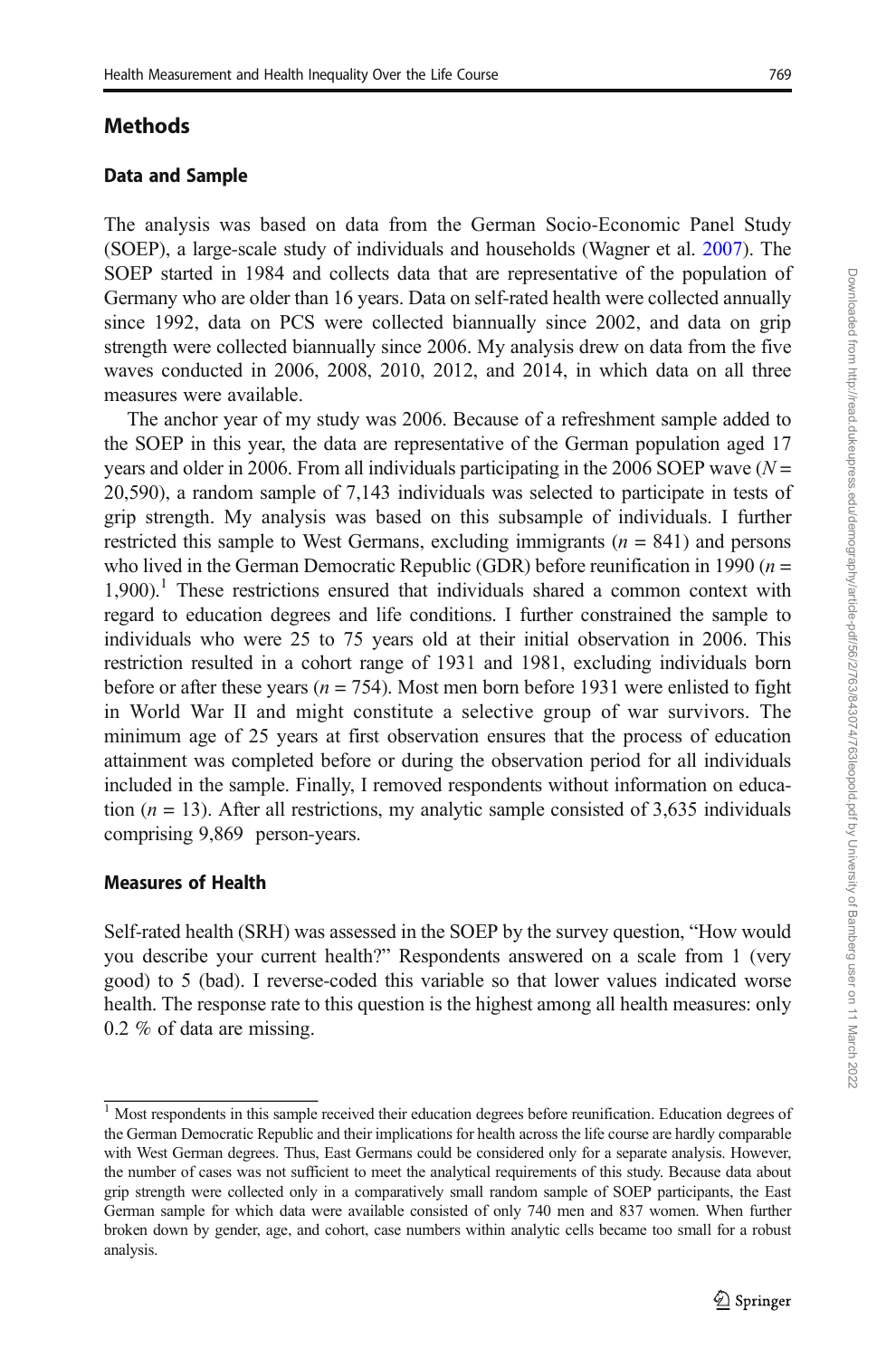## Methods

### Data and Sample

The analysis was based on data from the German Socio-Economic Panel Study (SOEP), a large-scale study of individuals and households (Wagner et al. 2007). The SOEP started in 1984 and collects data that are representative of the population of Germany who are older than 16 years. Data on self-rated health were collected annually since 1992, data on PCS were collected biannually since 2002, and data on grip strength were collected biannually since 2006. My analysis drew on data from the five waves conducted in 2006, 2008, 2010, 2012, and 2014, in which data on all three measures were available.

The anchor year of my study was 2006. Because of a refreshment sample added to the SOEP in this year, the data are representative of the German population aged 17 years and older in 2006. From all individuals participating in the 2006 SOEP wave ($N$ = 20,590), a random sample of 7,143 individuals was selected to participate in tests of grip strength. My analysis was based on this subsample of individuals. I further restricted this sample to West Germans, excluding immigrants ($n$ = 841) and persons who lived in the German Democratic Republic (GDR) before reunification in 1990 ($n$ = 1,900).[1] These restrictions ensured that individuals shared a common context with regard to education degrees and life conditions. I further constrained the sample to individuals who were 25 to 75 years old at their initial observation in 2006. This restriction resulted in a cohort range of 1931 and 1981, excluding individuals born before or after these years ($n$ = 754). Most men born before 1931 were enlisted to fight in World War II and might constitute a selective group of war survivors. The minimum age of 25 years at first observation ensures that the process of education attainment was completed before or during the observation period for all individuals included in the sample. Finally, I removed respondents without information on education ($n$ = 13). After all restrictions, my analytic sample consisted of 3,635 individuals comprising 9,869 person-years.

### Measures of Health

Self-rated health (SRH) was assessed in the SOEP by the survey question, "How would you describe your current health?" Respondents answered on a scale from 1 (very good) to 5 (bad). I reverse-coded this variable so that lower values indicated worse health. The response rate to this question is the highest among all health measures: only 0.2 % of data are missing.

[1] Most respondents in this sample received their education degrees before reunification. Education degrees of the German Democratic Republic and their implications for health across the life course are hardly comparable with West German degrees. Thus, East Germans could be considered only for a separate analysis. However, the number of cases was not sufficient to meet the analytical requirements of this study. Because data about grip strength were collected only in a comparatively small random sample of SOEP participants, the East German sample for which data were available consisted of only 740 men and 837 women. When further broken down by gender, age, and cohort, case numbers within analytic cells became too small for a robust analysis.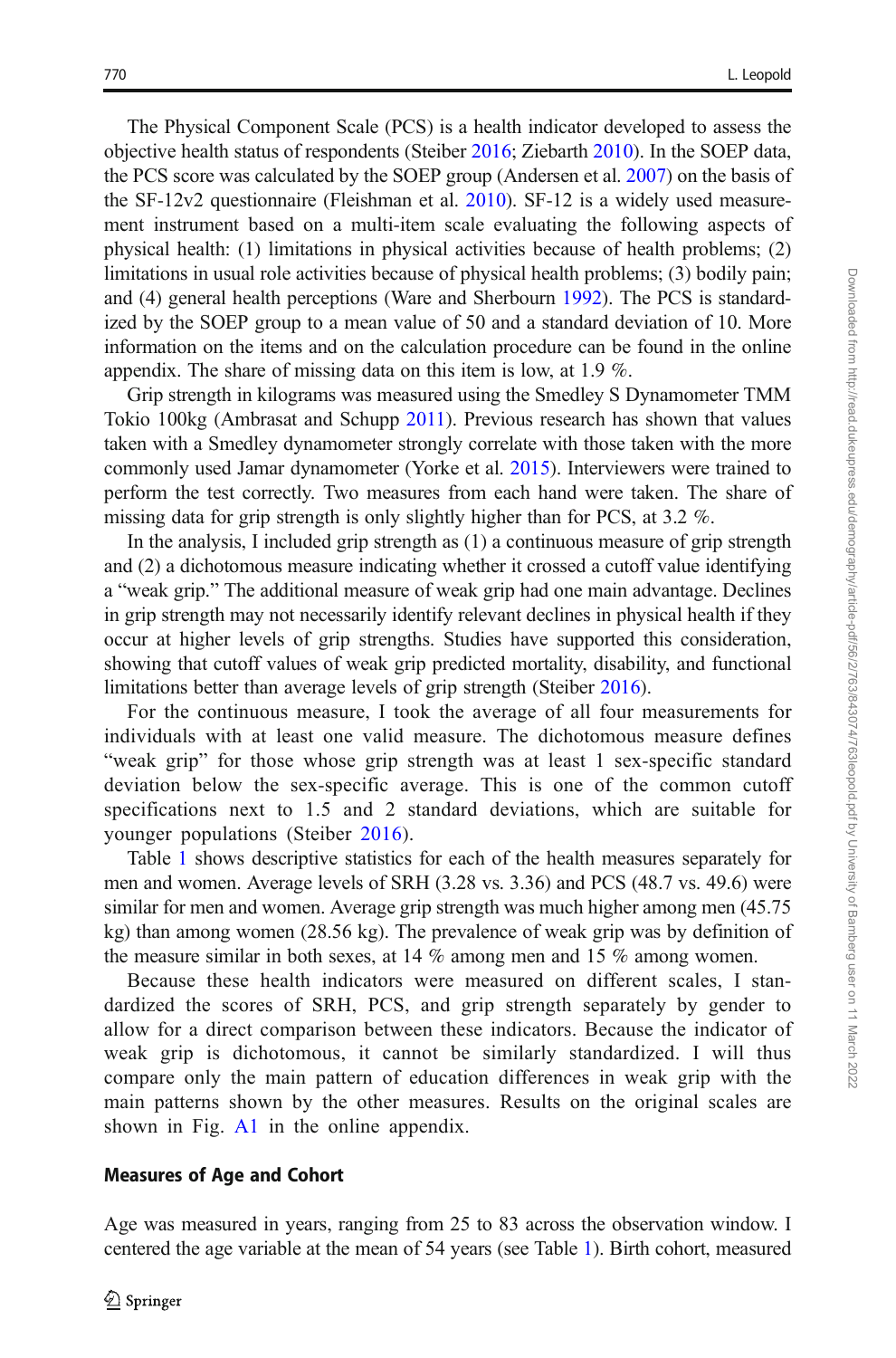The Physical Component Scale (PCS) is a health indicator developed to assess the objective health status of respondents (Steiber 2016; Ziebarth 2010). In the SOEP data, the PCS score was calculated by the SOEP group (Andersen et al. 2007) on the basis of the SF-12v2 questionnaire (Fleishman et al. 2010). SF-12 is a widely used measurement instrument based on a multi-item scale evaluating the following aspects of physical health: (1) limitations in physical activities because of health problems; (2) limitations in usual role activities because of physical health problems; (3) bodily pain; and (4) general health perceptions (Ware and Sherbourn 1992). The PCS is standardized by the SOEP group to a mean value of 50 and a standard deviation of 10. More information on the items and on the calculation procedure can be found in the online appendix. The share of missing data on this item is low, at 1.9 %.

Grip strength in kilograms was measured using the Smedley S Dynamometer TMM Tokio 100kg (Ambrasat and Schupp 2011). Previous research has shown that values taken with a Smedley dynamometer strongly correlate with those taken with the more commonly used Jamar dynamometer (Yorke et al. 2015). Interviewers were trained to perform the test correctly. Two measures from each hand were taken. The share of missing data for grip strength is only slightly higher than for PCS, at 3.2 %.

In the analysis, I included grip strength as (1) a continuous measure of grip strength and (2) a dichotomous measure indicating whether it crossed a cutoff value identifying a "weak grip." The additional measure of weak grip had one main advantage. Declines in grip strength may not necessarily identify relevant declines in physical health if they occur at higher levels of grip strengths. Studies have supported this consideration, showing that cutoff values of weak grip predicted mortality, disability, and functional limitations better than average levels of grip strength (Steiber 2016).

For the continuous measure, I took the average of all four measurements for individuals with at least one valid measure. The dichotomous measure defines "weak grip" for those whose grip strength was at least 1 sex-specific standard deviation below the sex-specific average. This is one of the common cutoff specifications next to 1.5 and 2 standard deviations, which are suitable for younger populations (Steiber 2016).

Table 1 shows descriptive statistics for each of the health measures separately for men and women. Average levels of SRH (3.28 vs. 3.36) and PCS (48.7 vs. 49.6) were similar for men and women. Average grip strength was much higher among men (45.75 kg) than among women (28.56 kg). The prevalence of weak grip was by definition of the measure similar in both sexes, at 14 % among men and 15 % among women.

Because these health indicators were measured on different scales, I standardized the scores of SRH, PCS, and grip strength separately by gender to allow for a direct comparison between these indicators. Because the indicator of weak grip is dichotomous, it cannot be similarly standardized. I will thus compare only the main pattern of education differences in weak grip with the main patterns shown by the other measures. Results on the original scales are shown in Fig. A1 in the online appendix.

### Measures of Age and Cohort

Age was measured in years, ranging from 25 to 83 across the observation window. I centered the age variable at the mean of 54 years (see Table 1). Birth cohort, measured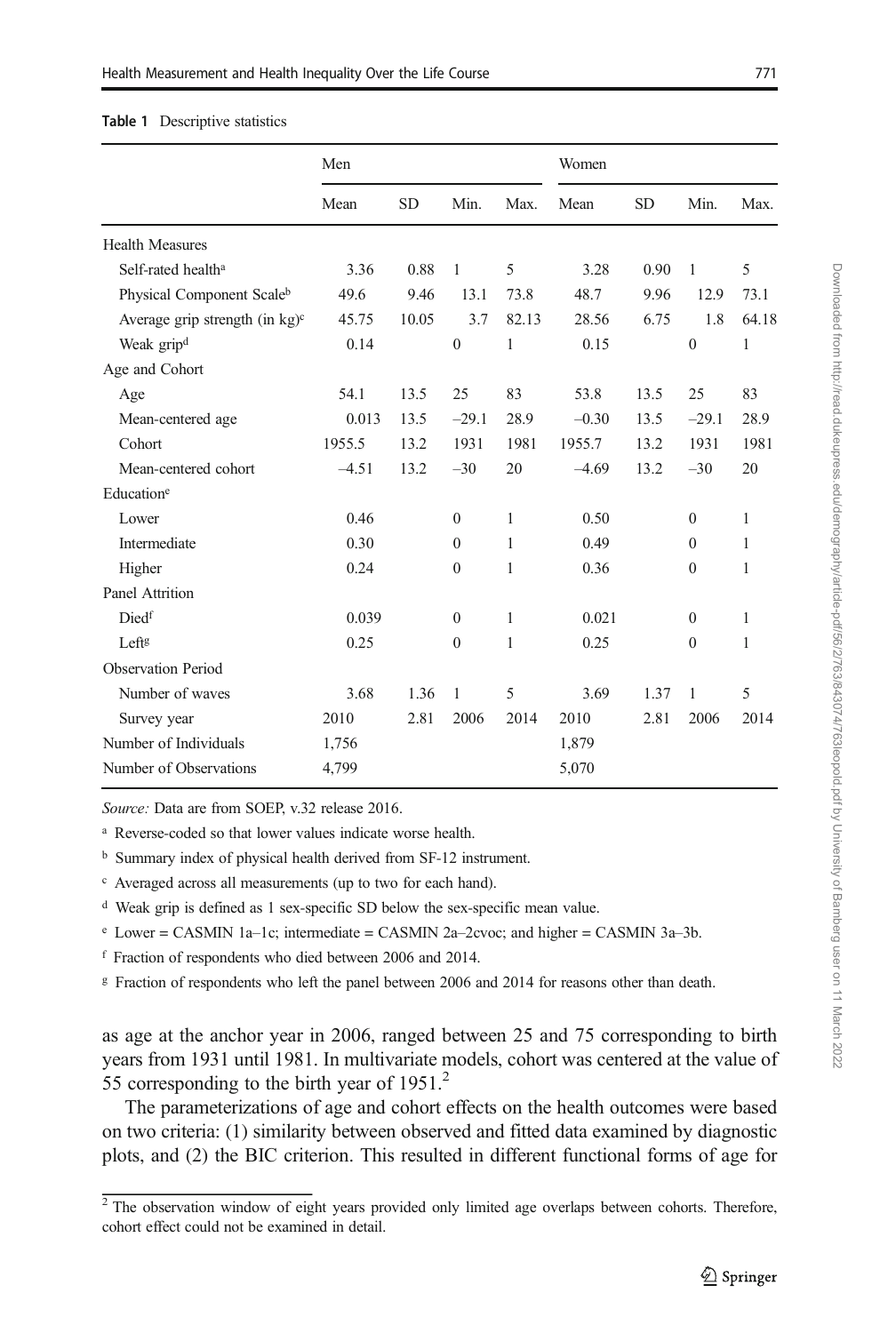**Table 1** Descriptive statistics

| | Men | | | | Women | | | |
|---|---|---|---|---|---|---|---|---|
| | Mean | SD | Min. | Max. | Mean | SD | Min. | Max. |
| Health Measures | | | | | | | | |
| Self-rated health[a] | 3.36 | 0.88 | 1 | 5 | 3.28 | 0.90 | 1 | 5 |
| Physical Component Scale[b] | 49.6 | 9.46 | 13.1 | 73.8 | 48.7 | 9.96 | 12.9 | 73.1 |
| Average grip strength (in kg)[c] | 45.75 | 10.05 | 3.7 | 82.13 | 28.56 | 6.75 | 1.8 | 64.18 |
| Weak grip[d] | 0.14 | | 0 | 1 | 0.15 | | 0 | 1 |
| Age and Cohort | | | | | | | | |
| Age | 54.1 | 13.5 | 25 | 83 | 53.8 | 13.5 | 25 | 83 |
| Mean-centered age | 0.013 | 13.5 | −29.1 | 28.9 | −0.30 | 13.5 | −29.1 | 28.9 |
| Cohort | 1955.5 | 13.2 | 1931 | 1981 | 1955.7 | 13.2 | 1931 | 1981 |
| Mean-centered cohort | −4.51 | 13.2 | −30 | 20 | −4.69 | 13.2 | −30 | 20 |
| Education[e] | | | | | | | | |
| Lower | 0.46 | | 0 | 1 | 0.50 | | 0 | 1 |
| Intermediate | 0.30 | | 0 | 1 | 0.49 | | 0 | 1 |
| Higher | 0.24 | | 0 | 1 | 0.36 | | 0 | 1 |
| Panel Attrition | | | | | | | | |
| Died[f] | 0.039 | | 0 | 1 | 0.021 | | 0 | 1 |
| Left[g] | 0.25 | | 0 | 1 | 0.25 | | 0 | 1 |
| Observation Period | | | | | | | | |
| Number of waves | 3.68 | 1.36 | 1 | 5 | 3.69 | 1.37 | 1 | 5 |
| Survey year | 2010 | 2.81 | 2006 | 2014 | 2010 | 2.81 | 2006 | 2014 |
| Number of Individuals | 1,756 | | | | 1,879 | | | |
| Number of Observations | 4,799 | | | | 5,070 | | | |

*Source:* Data are from SOEP, v.32 release 2016.

[a] Reverse-coded so that lower values indicate worse health.

[b] Summary index of physical health derived from SF-12 instrument.

[c] Averaged across all measurements (up to two for each hand).

[d] Weak grip is defined as 1 sex-specific SD below the sex-specific mean value.

[e] Lower = CASMIN 1a–1c; intermediate = CASMIN 2a–2cvoc; and higher = CASMIN 3a–3b.

[f] Fraction of respondents who died between 2006 and 2014.

[g] Fraction of respondents who left the panel between 2006 and 2014 for reasons other than death.

as age at the anchor year in 2006, ranged between 25 and 75 corresponding to birth years from 1931 until 1981. In multivariate models, cohort was centered at the value of 55 corresponding to the birth year of 1951.[2]

The parameterizations of age and cohort effects on the health outcomes were based on two criteria: (1) similarity between observed and fitted data examined by diagnostic plots, and (2) the BIC criterion. This resulted in different functional forms of age for

[2] The observation window of eight years provided only limited age overlaps between cohorts. Therefore, cohort effect could not be examined in detail.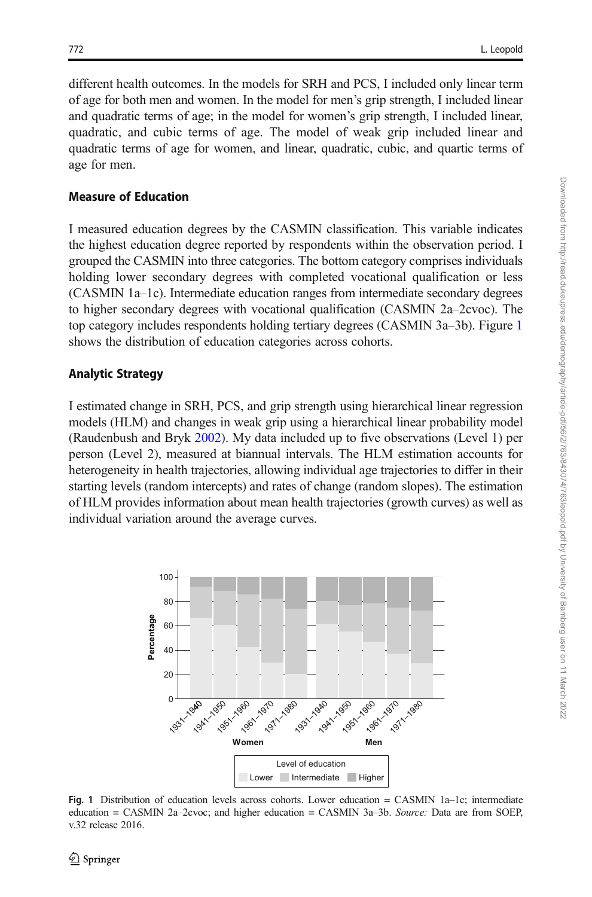different health outcomes. In the models for SRH and PCS, I included only linear term of age for both men and women. In the model for men's grip strength, I included linear and quadratic terms of age; in the model for women's grip strength, I included linear, quadratic, and cubic terms of age. The model of weak grip included linear and quadratic terms of age for women, and linear, quadratic, cubic, and quartic terms of age for men.

### Measure of Education

I measured education degrees by the CASMIN classification. This variable indicates the highest education degree reported by respondents within the observation period. I grouped the CASMIN into three categories. The bottom category comprises individuals holding lower secondary degrees with completed vocational qualification or less (CASMIN 1a–1c). Intermediate education ranges from intermediate secondary degrees to higher secondary degrees with vocational qualification (CASMIN 2a–2cvoc). The top category includes respondents holding tertiary degrees (CASMIN 3a–3b). Figure 1 shows the distribution of education categories across cohorts.

### Analytic Strategy

I estimated change in SRH, PCS, and grip strength using hierarchical linear regression models (HLM) and changes in weak grip using a hierarchical linear probability model (Raudenbush and Bryk 2002). My data included up to five observations (Level 1) per person (Level 2), measured at biannual intervals. The HLM estimation accounts for heterogeneity in health trajectories, allowing individual age trajectories to differ in their starting levels (random intercepts) and rates of change (random slopes). The estimation of HLM provides information about mean health trajectories (growth curves) as well as individual variation around the average curves.

**Fig. 1** Distribution of education levels across cohorts. Lower education = CASMIN 1a–1c; intermediate education = CASMIN 2a–2cvoc; and higher education = CASMIN 3a–3b. *Source:* Data are from SOEP, v.32 release 2016.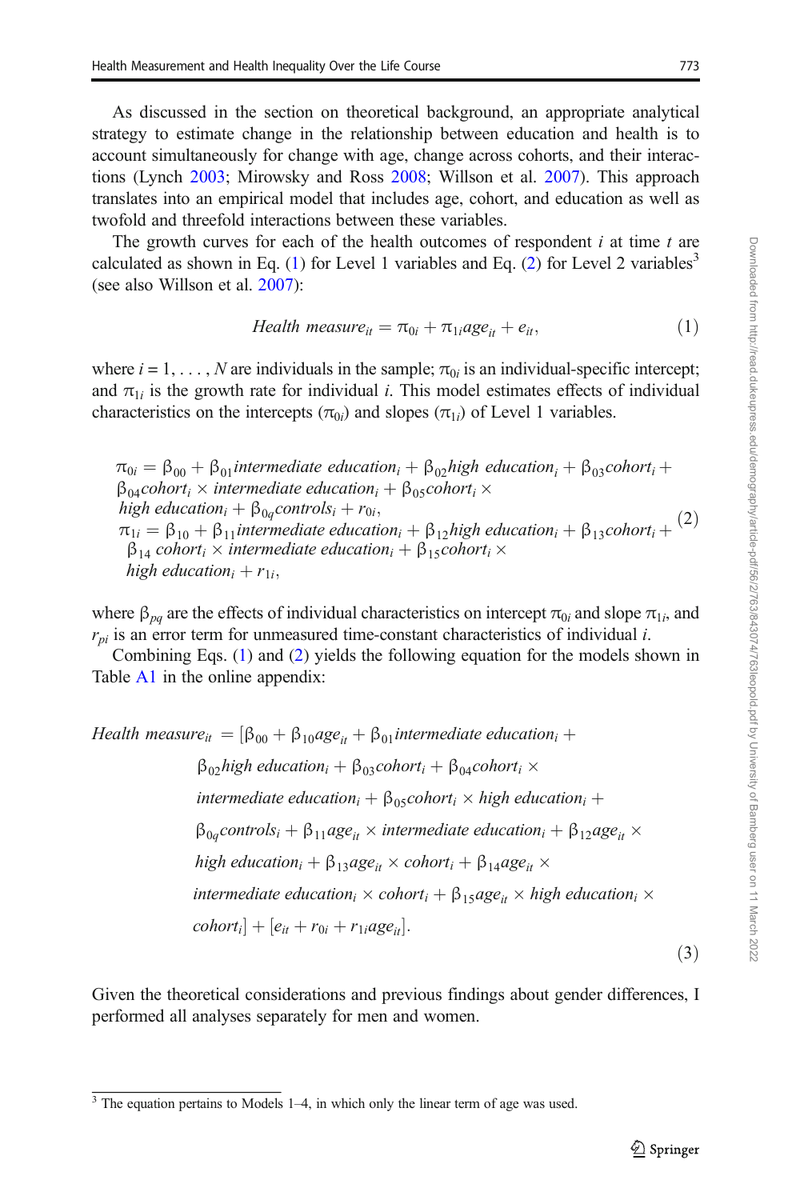As discussed in the section on theoretical background, an appropriate analytical strategy to estimate change in the relationship between education and health is to account simultaneously for change with age, change across cohorts, and their interactions (Lynch 2003; Mirowsky and Ross 2008; Willson et al. 2007). This approach translates into an empirical model that includes age, cohort, and education as well as twofold and threefold interactions between these variables.

The growth curves for each of the health outcomes of respondent $i$ at time $t$ are calculated as shown in Eq. (1) for Level 1 variables and Eq. (2) for Level 2 variables[3] (see also Willson et al. 2007):

$$\textit{Health measure}_{it} = \pi_{0i} + \pi_{1i}\textit{age}_{it} + e_{it}, \tag{1}$$

where $i = 1, \ldots, N$ are individuals in the sample; $\pi_{0i}$ is an individual-specific intercept; and $\pi_{1i}$ is the growth rate for individual $i$. This model estimates effects of individual characteristics on the intercepts ($\pi_{0i}$) and slopes ($\pi_{1i}$) of Level 1 variables.

$$\begin{aligned}
\pi_{0i} &= \beta_{00} + \beta_{01}\textit{intermediate education}_i + \beta_{02}\textit{high education}_i + \beta_{03}\textit{cohort}_i + \\
&\quad \beta_{04}\textit{cohort}_i \times \textit{intermediate education}_i + \beta_{05}\textit{cohort}_i \times \\
&\quad \textit{high education}_i + \beta_{0q}\textit{controls}_i + r_{0i}, \\
\pi_{1i} &= \beta_{10} + \beta_{11}\textit{intermediate education}_i + \beta_{12}\textit{high education}_i + \beta_{13}\textit{cohort}_i + \\
&\quad \beta_{14}\,\textit{cohort}_i \times \textit{intermediate education}_i + \beta_{15}\textit{cohort}_i \times \\
&\quad \textit{high education}_i + r_{1i},
\end{aligned} \tag{2}$$

where $\beta_{pq}$ are the effects of individual characteristics on intercept $\pi_{0i}$ and slope $\pi_{1i}$, and $r_{pi}$ is an error term for unmeasured time-constant characteristics of individual $i$.

Combining Eqs. (1) and (2) yields the following equation for the models shown in Table A1 in the online appendix:

$$\begin{aligned}
\textit{Health measure}_{it} = {} & [\beta_{00} + \beta_{10}\textit{age}_{it} + \beta_{01}\textit{intermediate education}_i + \\
& \beta_{02}\textit{high education}_i + \beta_{03}\textit{cohort}_i + \beta_{04}\textit{cohort}_i \times \\
& \textit{intermediate education}_i + \beta_{05}\textit{cohort}_i \times \textit{high education}_i + \\
& \beta_{0q}\textit{controls}_i + \beta_{11}\textit{age}_{it} \times \textit{intermediate education}_i + \beta_{12}\textit{age}_{it} \times \\
& \textit{high education}_i + \beta_{13}\textit{age}_{it} \times \textit{cohort}_i + \beta_{14}\textit{age}_{it} \times \\
& \textit{intermediate education}_i \times \textit{cohort}_i + \beta_{15}\textit{age}_{it} \times \textit{high education}_i \times \\
& \textit{cohort}_i] + [e_{it} + r_{0i} + r_{1i}\textit{age}_{it}].
\end{aligned} \tag{3}$$

Given the theoretical considerations and previous findings about gender differences, I performed all analyses separately for men and women.

---

[3] The equation pertains to Models 1–4, in which only the linear term of age was used.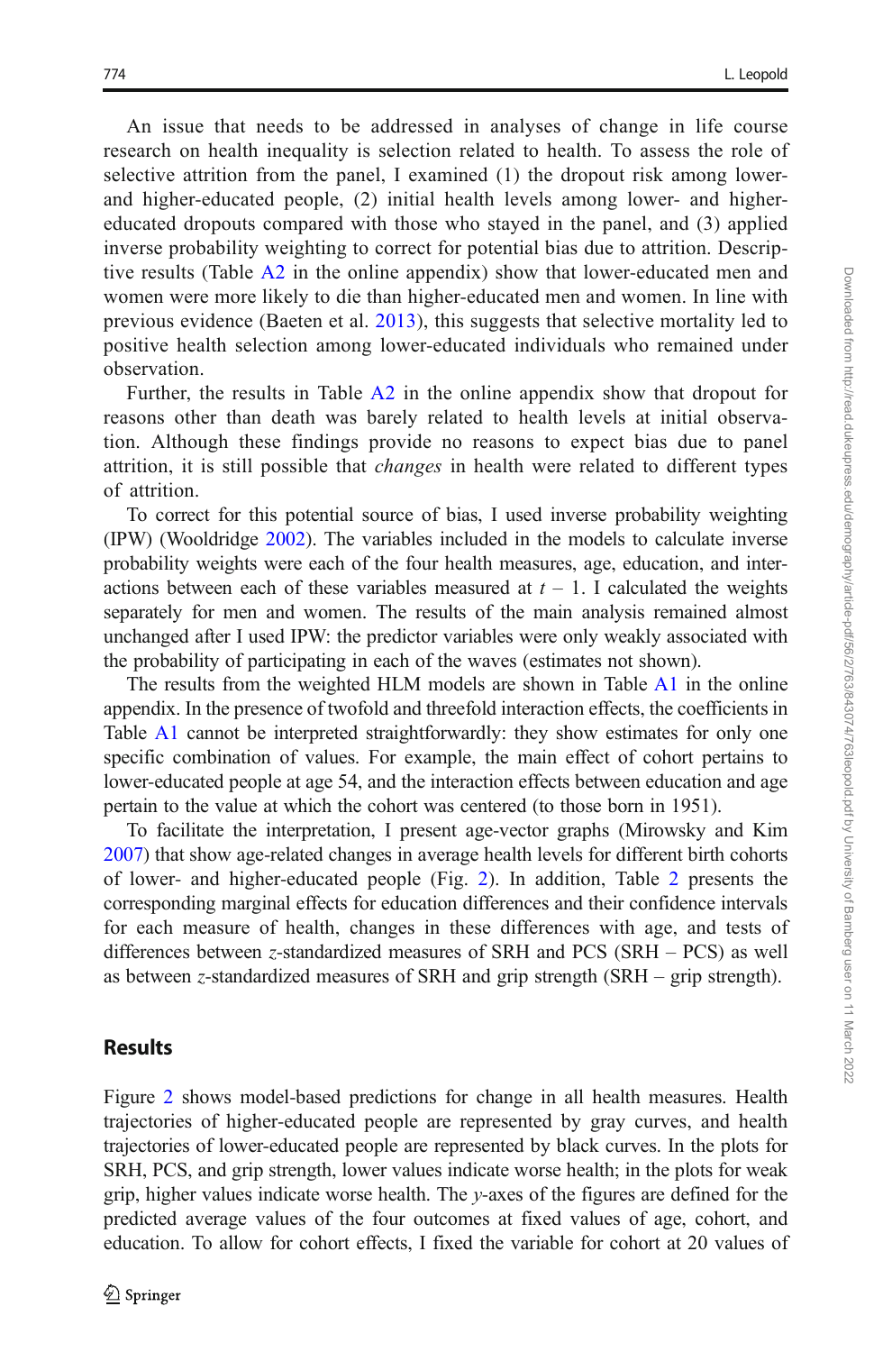An issue that needs to be addressed in analyses of change in life course research on health inequality is selection related to health. To assess the role of selective attrition from the panel, I examined (1) the dropout risk among lower- and higher-educated people, (2) initial health levels among lower- and higher-educated dropouts compared with those who stayed in the panel, and (3) applied inverse probability weighting to correct for potential bias due to attrition. Descriptive results (Table A2 in the online appendix) show that lower-educated men and women were more likely to die than higher-educated men and women. In line with previous evidence (Baeten et al. 2013), this suggests that selective mortality led to positive health selection among lower-educated individuals who remained under observation.

Further, the results in Table A2 in the online appendix show that dropout for reasons other than death was barely related to health levels at initial observation. Although these findings provide no reasons to expect bias due to panel attrition, it is still possible that *changes* in health were related to different types of attrition.

To correct for this potential source of bias, I used inverse probability weighting (IPW) (Wooldridge 2002). The variables included in the models to calculate inverse probability weights were each of the four health measures, age, education, and interactions between each of these variables measured at $t - 1$. I calculated the weights separately for men and women. The results of the main analysis remained almost unchanged after I used IPW: the predictor variables were only weakly associated with the probability of participating in each of the waves (estimates not shown).

The results from the weighted HLM models are shown in Table A1 in the online appendix. In the presence of twofold and threefold interaction effects, the coefficients in Table A1 cannot be interpreted straightforwardly: they show estimates for only one specific combination of values. For example, the main effect of cohort pertains to lower-educated people at age 54, and the interaction effects between education and age pertain to the value at which the cohort was centered (to those born in 1951).

To facilitate the interpretation, I present age-vector graphs (Mirowsky and Kim 2007) that show age-related changes in average health levels for different birth cohorts of lower- and higher-educated people (Fig. 2). In addition, Table 2 presents the corresponding marginal effects for education differences and their confidence intervals for each measure of health, changes in these differences with age, and tests of differences between $z$-standardized measures of SRH and PCS (SRH – PCS) as well as between $z$-standardized measures of SRH and grip strength (SRH – grip strength).

## Results

Figure 2 shows model-based predictions for change in all health measures. Health trajectories of higher-educated people are represented by gray curves, and health trajectories of lower-educated people are represented by black curves. In the plots for SRH, PCS, and grip strength, lower values indicate worse health; in the plots for weak grip, higher values indicate worse health. The $y$-axes of the figures are defined for the predicted average values of the four outcomes at fixed values of age, cohort, and education. To allow for cohort effects, I fixed the variable for cohort at 20 values of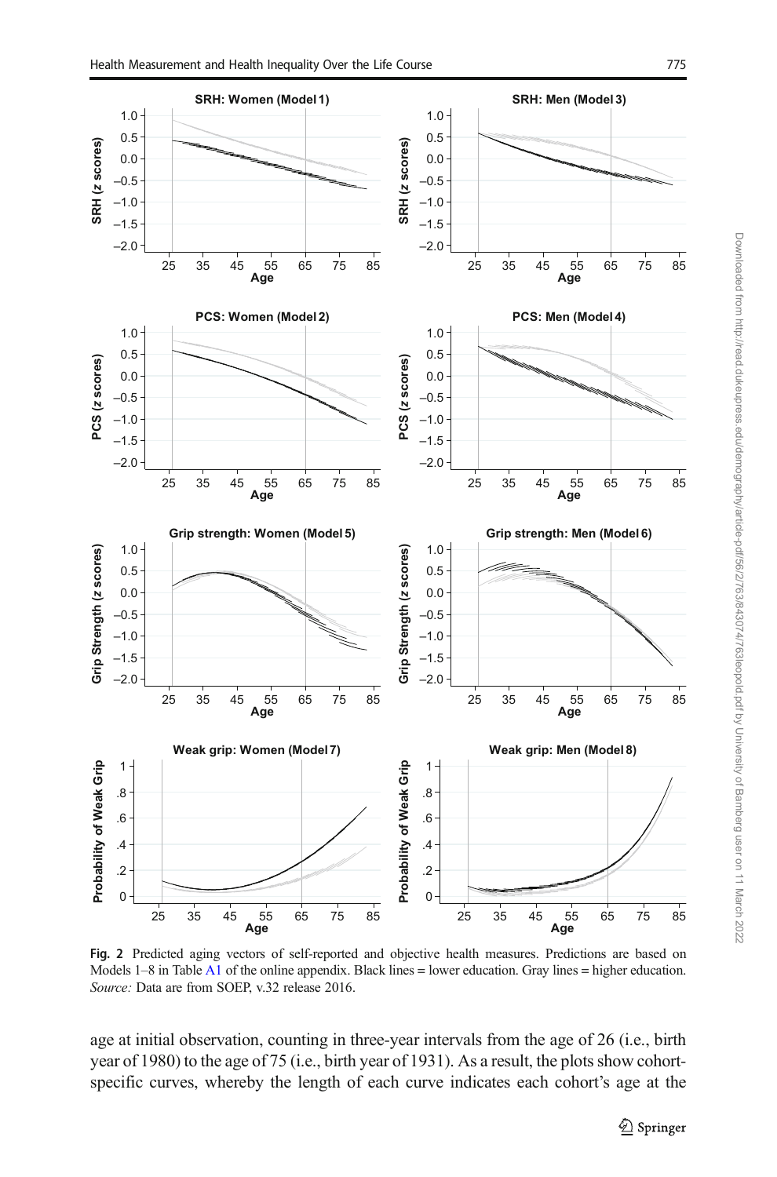**Fig. 2** Predicted aging vectors of self-reported and objective health measures. Predictions are based on Models 1–8 in Table A1 of the online appendix. Black lines = lower education. Gray lines = higher education. *Source:* Data are from SOEP, v.32 release 2016.

age at initial observation, counting in three-year intervals from the age of 26 (i.e., birth year of 1980) to the age of 75 (i.e., birth year of 1931). As a result, the plots show cohort-specific curves, whereby the length of each curve indicates each cohort's age at the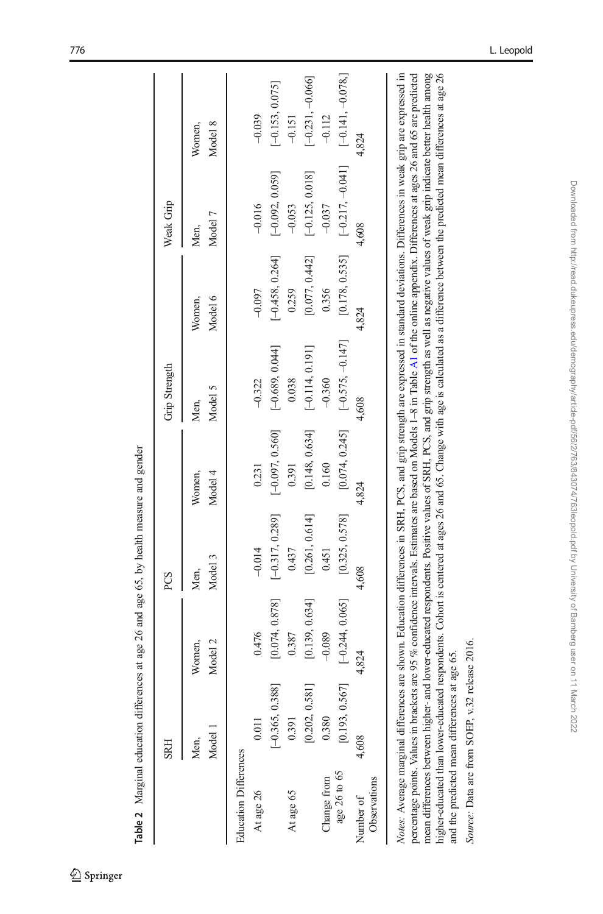**Table 2** Marginal education differences at age 26 and age 65, by health measure and gender

| | SRH | | PCS | | Grip Strength | | Weak Grip | |
|---|---|---|---|---|---|---|---|---|
| | Men, Model 1 | Women, Model 2 | Men, Model 3 | Women, Model 4 | Men, Model 5 | Women, Model 6 | Men, Model 7 | Women, Model 8 |
| Education Differences | | | | | | | | |
| At age 26 | 0.011 | 0.476 | −0.014 | 0.231 | −0.322 | −0.097 | −0.016 | −0.039 |
| | [−0.365, 0.388] | [0.074, 0.878] | [−0.317, 0.289] | [−0.097, 0.560] | [−0.689, 0.044] | [−0.458, 0.264] | [−0.092, 0.059] | [−0.153, 0.075] |
| At age 65 | 0.391 | 0.387 | 0.437 | 0.391 | 0.038 | 0.259 | −0.053 | −0.151 |
| | [0.202, 0.581] | [0.139, 0.634] | [0.261, 0.614] | [0.148, 0.634] | [−0.114, 0.191] | [0.077, 0.442] | [−0.125, 0.018] | [−0.231, −0.066] |
| Change from age 26 to 65 | 0.380 | −0.089 | 0.451 | 0.160 | −0.360 | 0.356 | −0.037 | −0.112 |
| | [0.193, 0.567] | [−0.244, 0.065] | [0.325, 0.578] | [0.074, 0.245] | [−0.575, −0.147] | [0.178, 0.535] | [−0.217, −0.041] | [−0.141, −0.078,] |
| Number of Observations | 4,608 | 4,824 | 4,608 | 4,824 | 4,608 | 4,824 | 4,608 | 4,824 |

*Notes:* Average marginal differences are shown. Education differences in SRH, PCS, and grip strength are expressed in standard deviations. Differences in weak grip are expressed in percentage points. Values in brackets are 95 % confidence intervals. Estimates are based on Models 1–8 in Table A1 of the online appendix. Differences at ages 26 and 65 are predicted mean differences between higher- and lower-educated respondents. Positive values of SRH, PCS, and grip strength as well as negative values of weak grip indicate better health among higher-educated than lower-educated respondents. Cohort is centered at ages 26 and 65. Change with age is calculated as a difference between the predicted mean differences at age 26 and the predicted mean differences at age 65.

*Source:* Data are from SOEP, v.32 release 2016.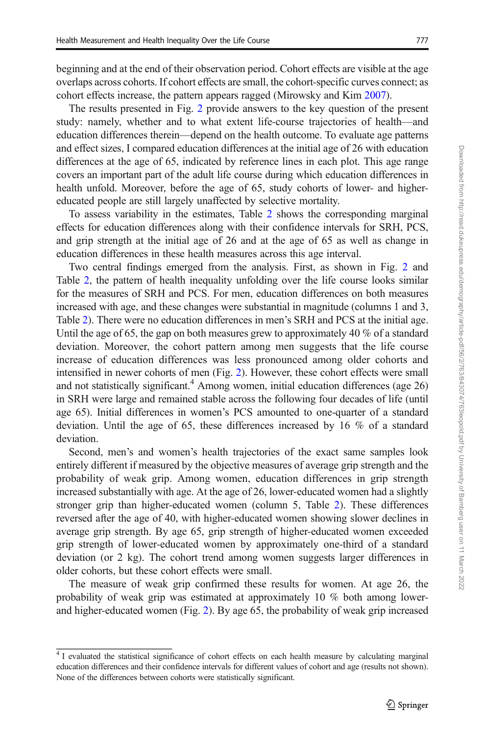beginning and at the end of their observation period. Cohort effects are visible at the age overlaps across cohorts. If cohort effects are small, the cohort-specific curves connect; as cohort effects increase, the pattern appears ragged (Mirowsky and Kim 2007).

The results presented in Fig. 2 provide answers to the key question of the present study: namely, whether and to what extent life-course trajectories of health—and education differences therein—depend on the health outcome. To evaluate age patterns and effect sizes, I compared education differences at the initial age of 26 with education differences at the age of 65, indicated by reference lines in each plot. This age range covers an important part of the adult life course during which education differences in health unfold. Moreover, before the age of 65, study cohorts of lower- and higher-educated people are still largely unaffected by selective mortality.

To assess variability in the estimates, Table 2 shows the corresponding marginal effects for education differences along with their confidence intervals for SRH, PCS, and grip strength at the initial age of 26 and at the age of 65 as well as change in education differences in these health measures across this age interval.

Two central findings emerged from the analysis. First, as shown in Fig. 2 and Table 2, the pattern of health inequality unfolding over the life course looks similar for the measures of SRH and PCS. For men, education differences on both measures increased with age, and these changes were substantial in magnitude (columns 1 and 3, Table 2). There were no education differences in men's SRH and PCS at the initial age. Until the age of 65, the gap on both measures grew to approximately 40 % of a standard deviation. Moreover, the cohort pattern among men suggests that the life course increase of education differences was less pronounced among older cohorts and intensified in newer cohorts of men (Fig. 2). However, these cohort effects were small and not statistically significant.[4] Among women, initial education differences (age 26) in SRH were large and remained stable across the following four decades of life (until age 65). Initial differences in women's PCS amounted to one-quarter of a standard deviation. Until the age of 65, these differences increased by 16 % of a standard deviation.

Second, men's and women's health trajectories of the exact same samples look entirely different if measured by the objective measures of average grip strength and the probability of weak grip. Among women, education differences in grip strength increased substantially with age. At the age of 26, lower-educated women had a slightly stronger grip than higher-educated women (column 5, Table 2). These differences reversed after the age of 40, with higher-educated women showing slower declines in average grip strength. By age 65, grip strength of higher-educated women exceeded grip strength of lower-educated women by approximately one-third of a standard deviation (or 2 kg). The cohort trend among women suggests larger differences in older cohorts, but these cohort effects were small.

The measure of weak grip confirmed these results for women. At age 26, the probability of weak grip was estimated at approximately 10 % both among lower- and higher-educated women (Fig. 2). By age 65, the probability of weak grip increased

[4] I evaluated the statistical significance of cohort effects on each health measure by calculating marginal education differences and their confidence intervals for different values of cohort and age (results not shown). None of the differences between cohorts were statistically significant.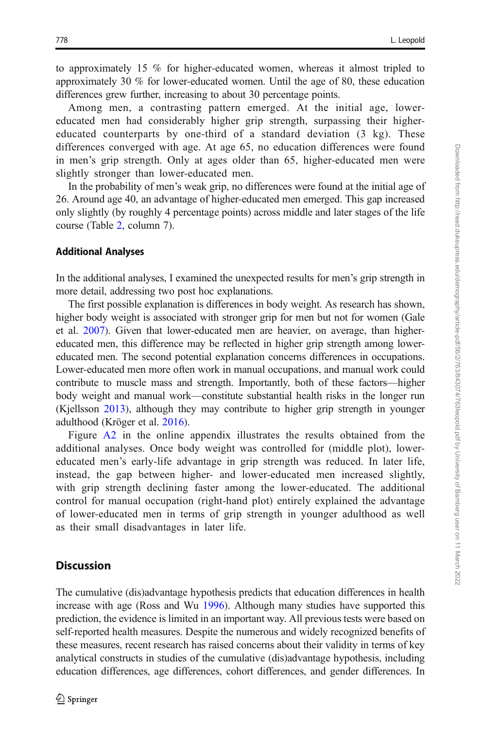to approximately 15 % for higher-educated women, whereas it almost tripled to approximately 30 % for lower-educated women. Until the age of 80, these education differences grew further, increasing to about 30 percentage points.

Among men, a contrasting pattern emerged. At the initial age, lower-educated men had considerably higher grip strength, surpassing their higher-educated counterparts by one-third of a standard deviation (3 kg). These differences converged with age. At age 65, no education differences were found in men's grip strength. Only at ages older than 65, higher-educated men were slightly stronger than lower-educated men.

In the probability of men's weak grip, no differences were found at the initial age of 26. Around age 40, an advantage of higher-educated men emerged. This gap increased only slightly (by roughly 4 percentage points) across middle and later stages of the life course (Table 2, column 7).

### Additional Analyses

In the additional analyses, I examined the unexpected results for men's grip strength in more detail, addressing two post hoc explanations.

The first possible explanation is differences in body weight. As research has shown, higher body weight is associated with stronger grip for men but not for women (Gale et al. 2007). Given that lower-educated men are heavier, on average, than higher-educated men, this difference may be reflected in higher grip strength among lower-educated men. The second potential explanation concerns differences in occupations. Lower-educated men more often work in manual occupations, and manual work could contribute to muscle mass and strength. Importantly, both of these factors—higher body weight and manual work—constitute substantial health risks in the longer run (Kjellsson 2013), although they may contribute to higher grip strength in younger adulthood (Kröger et al. 2016).

Figure A2 in the online appendix illustrates the results obtained from the additional analyses. Once body weight was controlled for (middle plot), lower-educated men's early-life advantage in grip strength was reduced. In later life, instead, the gap between higher- and lower-educated men increased slightly, with grip strength declining faster among the lower-educated. The additional control for manual occupation (right-hand plot) entirely explained the advantage of lower-educated men in terms of grip strength in younger adulthood as well as their small disadvantages in later life.

## Discussion

The cumulative (dis)advantage hypothesis predicts that education differences in health increase with age (Ross and Wu 1996). Although many studies have supported this prediction, the evidence is limited in an important way. All previous tests were based on self-reported health measures. Despite the numerous and widely recognized benefits of these measures, recent research has raised concerns about their validity in terms of key analytical constructs in studies of the cumulative (dis)advantage hypothesis, including education differences, age differences, cohort differences, and gender differences. In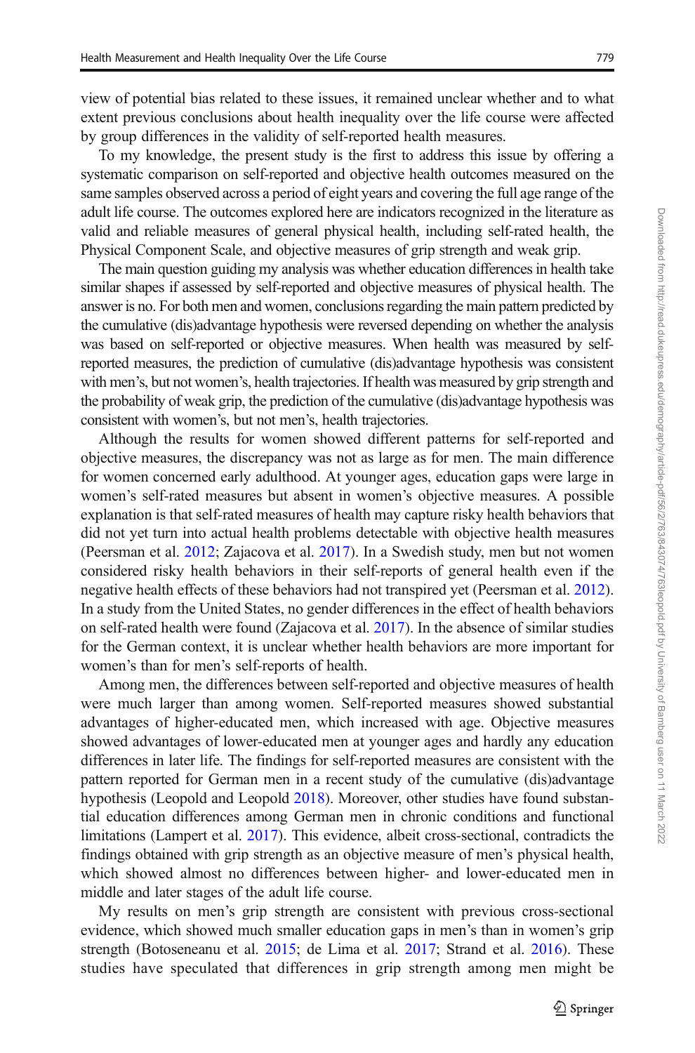view of potential bias related to these issues, it remained unclear whether and to what extent previous conclusions about health inequality over the life course were affected by group differences in the validity of self-reported health measures.

To my knowledge, the present study is the first to address this issue by offering a systematic comparison on self-reported and objective health outcomes measured on the same samples observed across a period of eight years and covering the full age range of the adult life course. The outcomes explored here are indicators recognized in the literature as valid and reliable measures of general physical health, including self-rated health, the Physical Component Scale, and objective measures of grip strength and weak grip.

The main question guiding my analysis was whether education differences in health take similar shapes if assessed by self-reported and objective measures of physical health. The answer is no. For both men and women, conclusions regarding the main pattern predicted by the cumulative (dis)advantage hypothesis were reversed depending on whether the analysis was based on self-reported or objective measures. When health was measured by self-reported measures, the prediction of cumulative (dis)advantage hypothesis was consistent with men's, but not women's, health trajectories. If health was measured by grip strength and the probability of weak grip, the prediction of the cumulative (dis)advantage hypothesis was consistent with women's, but not men's, health trajectories.

Although the results for women showed different patterns for self-reported and objective measures, the discrepancy was not as large as for men. The main difference for women concerned early adulthood. At younger ages, education gaps were large in women's self-rated measures but absent in women's objective measures. A possible explanation is that self-rated measures of health may capture risky health behaviors that did not yet turn into actual health problems detectable with objective health measures (Peersman et al. 2012; Zajacova et al. 2017). In a Swedish study, men but not women considered risky health behaviors in their self-reports of general health even if the negative health effects of these behaviors had not transpired yet (Peersman et al. 2012). In a study from the United States, no gender differences in the effect of health behaviors on self-rated health were found (Zajacova et al. 2017). In the absence of similar studies for the German context, it is unclear whether health behaviors are more important for women's than for men's self-reports of health.

Among men, the differences between self-reported and objective measures of health were much larger than among women. Self-reported measures showed substantial advantages of higher-educated men, which increased with age. Objective measures showed advantages of lower-educated men at younger ages and hardly any education differences in later life. The findings for self-reported measures are consistent with the pattern reported for German men in a recent study of the cumulative (dis)advantage hypothesis (Leopold and Leopold 2018). Moreover, other studies have found substantial education differences among German men in chronic conditions and functional limitations (Lampert et al. 2017). This evidence, albeit cross-sectional, contradicts the findings obtained with grip strength as an objective measure of men's physical health, which showed almost no differences between higher- and lower-educated men in middle and later stages of the adult life course.

My results on men's grip strength are consistent with previous cross-sectional evidence, which showed much smaller education gaps in men's than in women's grip strength (Botoseneanu et al. 2015; de Lima et al. 2017; Strand et al. 2016). These studies have speculated that differences in grip strength among men might be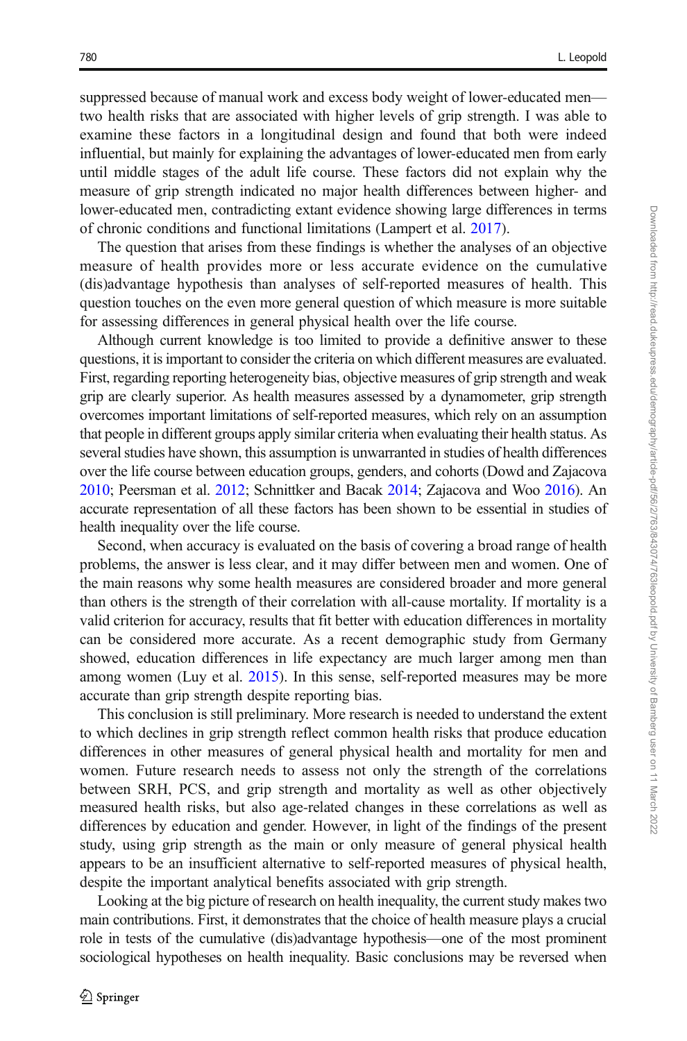suppressed because of manual work and excess body weight of lower-educated men—two health risks that are associated with higher levels of grip strength. I was able to examine these factors in a longitudinal design and found that both were indeed influential, but mainly for explaining the advantages of lower-educated men from early until middle stages of the adult life course. These factors did not explain why the measure of grip strength indicated no major health differences between higher- and lower-educated men, contradicting extant evidence showing large differences in terms of chronic conditions and functional limitations (Lampert et al. 2017).

The question that arises from these findings is whether the analyses of an objective measure of health provides more or less accurate evidence on the cumulative (dis)advantage hypothesis than analyses of self-reported measures of health. This question touches on the even more general question of which measure is more suitable for assessing differences in general physical health over the life course.

Although current knowledge is too limited to provide a definitive answer to these questions, it is important to consider the criteria on which different measures are evaluated. First, regarding reporting heterogeneity bias, objective measures of grip strength and weak grip are clearly superior. As health measures assessed by a dynamometer, grip strength overcomes important limitations of self-reported measures, which rely on an assumption that people in different groups apply similar criteria when evaluating their health status. As several studies have shown, this assumption is unwarranted in studies of health differences over the life course between education groups, genders, and cohorts (Dowd and Zajacova 2010; Peersman et al. 2012; Schnittker and Bacak 2014; Zajacova and Woo 2016). An accurate representation of all these factors has been shown to be essential in studies of health inequality over the life course.

Second, when accuracy is evaluated on the basis of covering a broad range of health problems, the answer is less clear, and it may differ between men and women. One of the main reasons why some health measures are considered broader and more general than others is the strength of their correlation with all-cause mortality. If mortality is a valid criterion for accuracy, results that fit better with education differences in mortality can be considered more accurate. As a recent demographic study from Germany showed, education differences in life expectancy are much larger among men than among women (Luy et al. 2015). In this sense, self-reported measures may be more accurate than grip strength despite reporting bias.

This conclusion is still preliminary. More research is needed to understand the extent to which declines in grip strength reflect common health risks that produce education differences in other measures of general physical health and mortality for men and women. Future research needs to assess not only the strength of the correlations between SRH, PCS, and grip strength and mortality as well as other objectively measured health risks, but also age-related changes in these correlations as well as differences by education and gender. However, in light of the findings of the present study, using grip strength as the main or only measure of general physical health appears to be an insufficient alternative to self-reported measures of physical health, despite the important analytical benefits associated with grip strength.

Looking at the big picture of research on health inequality, the current study makes two main contributions. First, it demonstrates that the choice of health measure plays a crucial role in tests of the cumulative (dis)advantage hypothesis—one of the most prominent sociological hypotheses on health inequality. Basic conclusions may be reversed when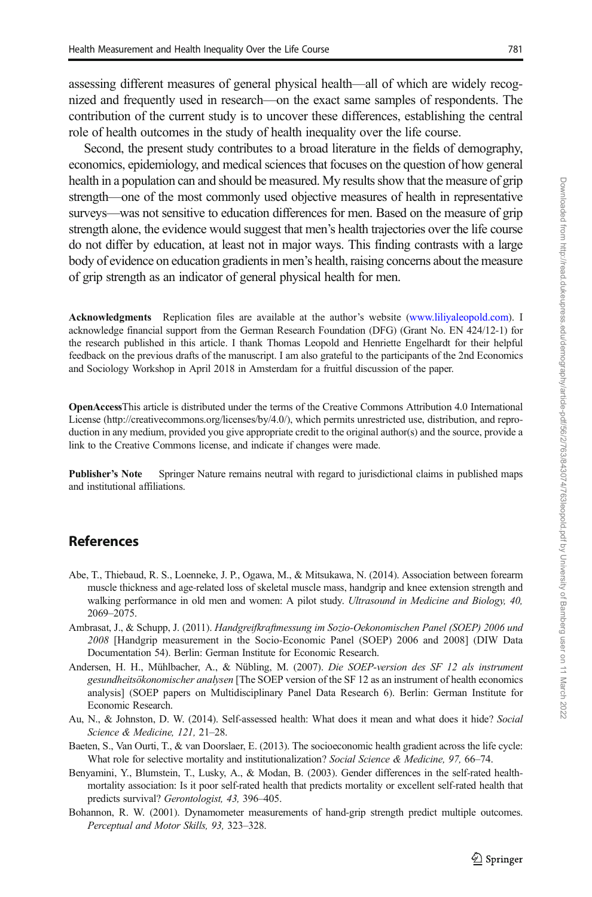assessing different measures of general physical health—all of which are widely recognized and frequently used in research—on the exact same samples of respondents. The contribution of the current study is to uncover these differences, establishing the central role of health outcomes in the study of health inequality over the life course.

Second, the present study contributes to a broad literature in the fields of demography, economics, epidemiology, and medical sciences that focuses on the question of how general health in a population can and should be measured. My results show that the measure of grip strength—one of the most commonly used objective measures of health in representative surveys—was not sensitive to education differences for men. Based on the measure of grip strength alone, the evidence would suggest that men's health trajectories over the life course do not differ by education, at least not in major ways. This finding contrasts with a large body of evidence on education gradients in men's health, raising concerns about the measure of grip strength as an indicator of general physical health for men.

**Acknowledgments** Replication files are available at the author's website (www.liliyaleopold.com). I acknowledge financial support from the German Research Foundation (DFG) (Grant No. EN 424/12-1) for the research published in this article. I thank Thomas Leopold and Henriette Engelhardt for their helpful feedback on the previous drafts of the manuscript. I am also grateful to the participants of the 2nd Economics and Sociology Workshop in April 2018 in Amsterdam for a fruitful discussion of the paper.

**OpenAccess**This article is distributed under the terms of the Creative Commons Attribution 4.0 International License (http://creativecommons.org/licenses/by/4.0/), which permits unrestricted use, distribution, and reproduction in any medium, provided you give appropriate credit to the original author(s) and the source, provide a link to the Creative Commons license, and indicate if changes were made.

**Publisher's Note** Springer Nature remains neutral with regard to jurisdictional claims in published maps and institutional affiliations.

## References

Abe, T., Thiebaud, R. S., Loenneke, J. P., Ogawa, M., & Mitsukawa, N. (2014). Association between forearm muscle thickness and age-related loss of skeletal muscle mass, handgrip and knee extension strength and walking performance in old men and women: A pilot study. *Ultrasound in Medicine and Biology, 40,* 2069–2075.

Ambrasat, J., & Schupp, J. (2011). *Handgreifkraftmessung im Sozio-Oekonomischen Panel (SOEP) 2006 und 2008* [Handgrip measurement in the Socio-Economic Panel (SOEP) 2006 and 2008] (DIW Data Documentation 54). Berlin: German Institute for Economic Research.

Andersen, H. H., Mühlbacher, A., & Nübling, M. (2007). *Die SOEP-version des SF 12 als instrument gesundheitsökonomischer analysen* [The SOEP version of the SF 12 as an instrument of health economics analysis] (SOEP papers on Multidisciplinary Panel Data Research 6). Berlin: German Institute for Economic Research.

Au, N., & Johnston, D. W. (2014). Self-assessed health: What does it mean and what does it hide? *Social Science & Medicine, 121,* 21–28.

Baeten, S., Van Ourti, T., & van Doorslaer, E. (2013). The socioeconomic health gradient across the life cycle: What role for selective mortality and institutionalization? *Social Science & Medicine, 97,* 66–74.

Benyamini, Y., Blumstein, T., Lusky, A., & Modan, B. (2003). Gender differences in the self-rated health-mortality association: Is it poor self-rated health that predicts mortality or excellent self-rated health that predicts survival? *Gerontologist, 43,* 396–405.

Bohannon, R. W. (2001). Dynamometer measurements of hand-grip strength predict multiple outcomes. *Perceptual and Motor Skills, 93,* 323–328.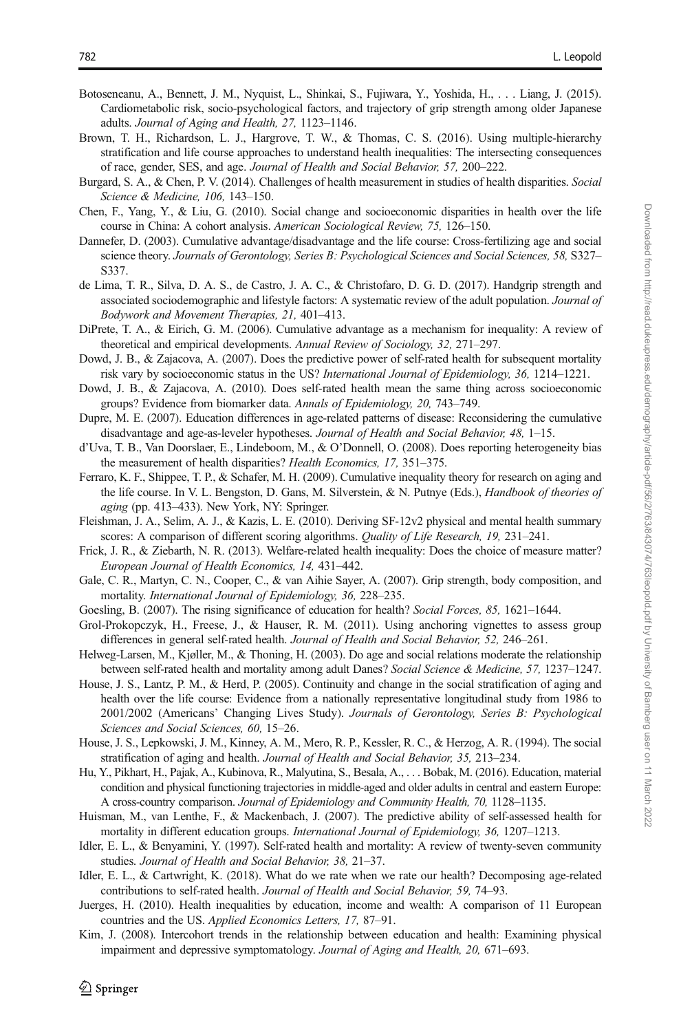Botoseneanu, A., Bennett, J. M., Nyquist, L., Shinkai, S., Fujiwara, Y., Yoshida, H., . . . Liang, J. (2015). Cardiometabolic risk, socio-psychological factors, and trajectory of grip strength among older Japanese adults. *Journal of Aging and Health, 27,* 1123–1146.

Brown, T. H., Richardson, L. J., Hargrove, T. W., & Thomas, C. S. (2016). Using multiple-hierarchy stratification and life course approaches to understand health inequalities: The intersecting consequences of race, gender, SES, and age. *Journal of Health and Social Behavior, 57,* 200–222.

Burgard, S. A., & Chen, P. V. (2014). Challenges of health measurement in studies of health disparities. *Social Science & Medicine, 106,* 143–150.

Chen, F., Yang, Y., & Liu, G. (2010). Social change and socioeconomic disparities in health over the life course in China: A cohort analysis. *American Sociological Review, 75,* 126–150.

Dannefer, D. (2003). Cumulative advantage/disadvantage and the life course: Cross-fertilizing age and social science theory. *Journals of Gerontology, Series B: Psychological Sciences and Social Sciences, 58,* S327–S337.

de Lima, T. R., Silva, D. A. S., de Castro, J. A. C., & Christofaro, D. G. D. (2017). Handgrip strength and associated sociodemographic and lifestyle factors: A systematic review of the adult population. *Journal of Bodywork and Movement Therapies, 21,* 401–413.

DiPrete, T. A., & Eirich, G. M. (2006). Cumulative advantage as a mechanism for inequality: A review of theoretical and empirical developments. *Annual Review of Sociology, 32,* 271–297.

Dowd, J. B., & Zajacova, A. (2007). Does the predictive power of self-rated health for subsequent mortality risk vary by socioeconomic status in the US? *International Journal of Epidemiology, 36,* 1214–1221.

Dowd, J. B., & Zajacova, A. (2010). Does self-rated health mean the same thing across socioeconomic groups? Evidence from biomarker data. *Annals of Epidemiology, 20,* 743–749.

Dupre, M. E. (2007). Education differences in age-related patterns of disease: Reconsidering the cumulative disadvantage and age-as-leveler hypotheses. *Journal of Health and Social Behavior, 48,* 1–15.

d'Uva, T. B., Van Doorslaer, E., Lindeboom, M., & O'Donnell, O. (2008). Does reporting heterogeneity bias the measurement of health disparities? *Health Economics, 17,* 351–375.

Ferraro, K. F., Shippee, T. P., & Schafer, M. H. (2009). Cumulative inequality theory for research on aging and the life course. In V. L. Bengston, D. Gans, M. Silverstein, & N. Putnye (Eds.), *Handbook of theories of aging* (pp. 413–433). New York, NY: Springer.

Fleishman, J. A., Selim, A. J., & Kazis, L. E. (2010). Deriving SF-12v2 physical and mental health summary scores: A comparison of different scoring algorithms. *Quality of Life Research, 19,* 231–241.

Frick, J. R., & Ziebarth, N. R. (2013). Welfare-related health inequality: Does the choice of measure matter? *European Journal of Health Economics, 14,* 431–442.

Gale, C. R., Martyn, C. N., Cooper, C., & van Aihie Sayer, A. (2007). Grip strength, body composition, and mortality. *International Journal of Epidemiology, 36,* 228–235.

Goesling, B. (2007). The rising significance of education for health? *Social Forces, 85,* 1621–1644.

Grol-Prokopczyk, H., Freese, J., & Hauser, R. M. (2011). Using anchoring vignettes to assess group differences in general self-rated health. *Journal of Health and Social Behavior, 52,* 246–261.

Helweg-Larsen, M., Kjøller, M., & Thoning, H. (2003). Do age and social relations moderate the relationship between self-rated health and mortality among adult Danes? *Social Science & Medicine, 57,* 1237–1247.

House, J. S., Lantz, P. M., & Herd, P. (2005). Continuity and change in the social stratification of aging and health over the life course: Evidence from a nationally representative longitudinal study from 1986 to 2001/2002 (Americans' Changing Lives Study). *Journals of Gerontology, Series B: Psychological Sciences and Social Sciences, 60,* 15–26.

House, J. S., Lepkowski, J. M., Kinney, A. M., Mero, R. P., Kessler, R. C., & Herzog, A. R. (1994). The social stratification of aging and health. *Journal of Health and Social Behavior, 35,* 213–234.

Hu, Y., Pikhart, H., Pajak, A., Kubinova, R., Malyutina, S., Besala, A., . . . Bobak, M. (2016). Education, material condition and physical functioning trajectories in middle-aged and older adults in central and eastern Europe: A cross-country comparison. *Journal of Epidemiology and Community Health, 70,* 1128–1135.

Huisman, M., van Lenthe, F., & Mackenbach, J. (2007). The predictive ability of self-assessed health for mortality in different education groups. *International Journal of Epidemiology, 36,* 1207–1213.

Idler, E. L., & Benyamini, Y. (1997). Self-rated health and mortality: A review of twenty-seven community studies. *Journal of Health and Social Behavior, 38,* 21–37.

Idler, E. L., & Cartwright, K. (2018). What do we rate when we rate our health? Decomposing age-related contributions to self-rated health. *Journal of Health and Social Behavior, 59,* 74–93.

Juerges, H. (2010). Health inequalities by education, income and wealth: A comparison of 11 European countries and the US. *Applied Economics Letters, 17,* 87–91.

Kim, J. (2008). Intercohort trends in the relationship between education and health: Examining physical impairment and depressive symptomatology. *Journal of Aging and Health, 20,* 671–693.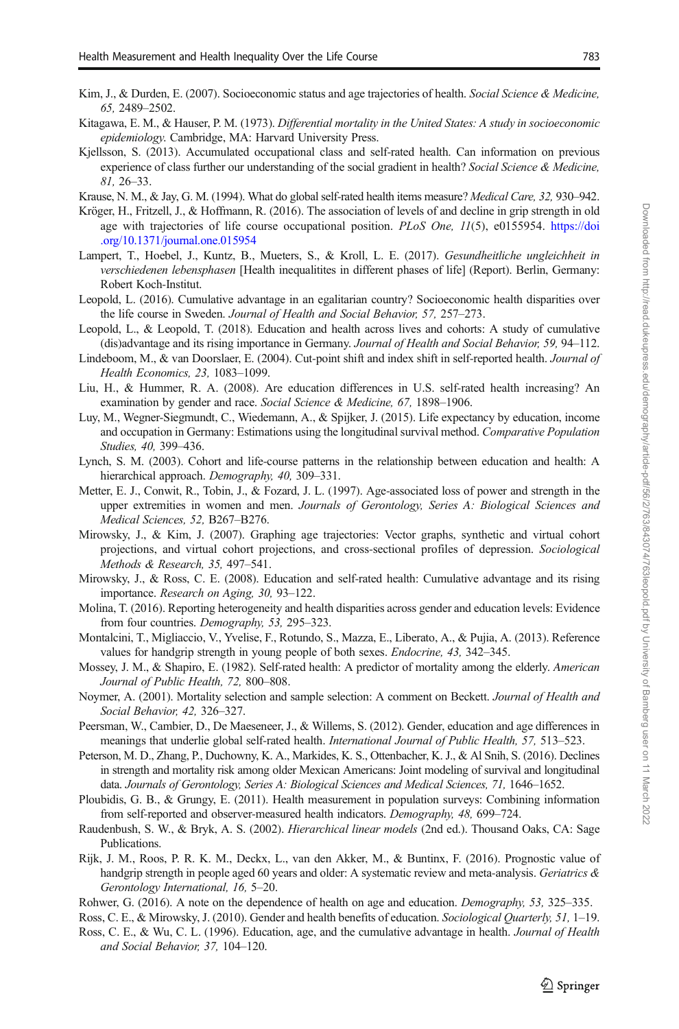Kim, J., & Durden, E. (2007). Socioeconomic status and age trajectories of health. *Social Science & Medicine, 65,* 2489–2502.

Kitagawa, E. M., & Hauser, P. M. (1973). *Differential mortality in the United States: A study in socioeconomic epidemiology.* Cambridge, MA: Harvard University Press.

Kjellsson, S. (2013). Accumulated occupational class and self-rated health. Can information on previous experience of class further our understanding of the social gradient in health? *Social Science & Medicine, 81,* 26–33.

Krause, N. M., & Jay, G. M. (1994). What do global self-rated health items measure? *Medical Care, 32,* 930–942.

Kröger, H., Fritzell, J., & Hoffmann, R. (2016). The association of levels of and decline in grip strength in old age with trajectories of life course occupational position. *PLoS One, 11*(5), e0155954. https://doi.org/10.1371/journal.one.015954

Lampert, T., Hoebel, J., Kuntz, B., Mueters, S., & Kroll, L. E. (2017). *Gesundheitliche ungleichheit in verschiedenen lebensphasen* [Health inequalitites in different phases of life] (Report). Berlin, Germany: Robert Koch-Institut.

Leopold, L. (2016). Cumulative advantage in an egalitarian country? Socioeconomic health disparities over the life course in Sweden. *Journal of Health and Social Behavior, 57,* 257–273.

Leopold, L., & Leopold, T. (2018). Education and health across lives and cohorts: A study of cumulative (dis)advantage and its rising importance in Germany. *Journal of Health and Social Behavior, 59,* 94–112.

Lindeboom, M., & van Doorslaer, E. (2004). Cut-point shift and index shift in self-reported health. *Journal of Health Economics, 23,* 1083–1099.

Liu, H., & Hummer, R. A. (2008). Are education differences in U.S. self-rated health increasing? An examination by gender and race. *Social Science & Medicine, 67,* 1898–1906.

Luy, M., Wegner-Siegmundt, C., Wiedemann, A., & Spijker, J. (2015). Life expectancy by education, income and occupation in Germany: Estimations using the longitudinal survival method. *Comparative Population Studies, 40,* 399–436.

Lynch, S. M. (2003). Cohort and life-course patterns in the relationship between education and health: A hierarchical approach. *Demography, 40,* 309–331.

Metter, E. J., Conwit, R., Tobin, J., & Fozard, J. L. (1997). Age-associated loss of power and strength in the upper extremities in women and men. *Journals of Gerontology, Series A: Biological Sciences and Medical Sciences, 52,* B267–B276.

Mirowsky, J., & Kim, J. (2007). Graphing age trajectories: Vector graphs, synthetic and virtual cohort projections, and virtual cohort projections, and cross-sectional profiles of depression. *Sociological Methods & Research, 35,* 497–541.

Mirowsky, J., & Ross, C. E. (2008). Education and self-rated health: Cumulative advantage and its rising importance. *Research on Aging, 30,* 93–122.

Molina, T. (2016). Reporting heterogeneity and health disparities across gender and education levels: Evidence from four countries. *Demography, 53,* 295–323.

Montalcini, T., Migliaccio, V., Yvelise, F., Rotundo, S., Mazza, E., Liberato, A., & Pujia, A. (2013). Reference values for handgrip strength in young people of both sexes. *Endocrine, 43,* 342–345.

Mossey, J. M., & Shapiro, E. (1982). Self-rated health: A predictor of mortality among the elderly. *American Journal of Public Health, 72,* 800–808.

Noymer, A. (2001). Mortality selection and sample selection: A comment on Beckett. *Journal of Health and Social Behavior, 42,* 326–327.

Peersman, W., Cambier, D., De Maeseneer, J., & Willems, S. (2012). Gender, education and age differences in meanings that underlie global self-rated health. *International Journal of Public Health, 57,* 513–523.

Peterson, M. D., Zhang, P., Duchowny, K. A., Markides, K. S., Ottenbacher, K. J., & Al Snih, S. (2016). Declines in strength and mortality risk among older Mexican Americans: Joint modeling of survival and longitudinal data. *Journals of Gerontology, Series A: Biological Sciences and Medical Sciences, 71,* 1646–1652.

Ploubidis, G. B., & Grungy, E. (2011). Health measurement in population surveys: Combining information from self-reported and observer-measured health indicators. *Demography, 48,* 699–724.

Raudenbush, S. W., & Bryk, A. S. (2002). *Hierarchical linear models* (2nd ed.). Thousand Oaks, CA: Sage Publications.

Rijk, J. M., Roos, P. R. K. M., Deckx, L., van den Akker, M., & Buntinx, F. (2016). Prognostic value of handgrip strength in people aged 60 years and older: A systematic review and meta-analysis. *Geriatrics & Gerontology International, 16,* 5–20.

Rohwer, G. (2016). A note on the dependence of health on age and education. *Demography, 53,* 325–335.

Ross, C. E., & Mirowsky, J. (2010). Gender and health benefits of education. *Sociological Quarterly, 51,* 1–19.

Ross, C. E., & Wu, C. L. (1996). Education, age, and the cumulative advantage in health. *Journal of Health and Social Behavior, 37,* 104–120.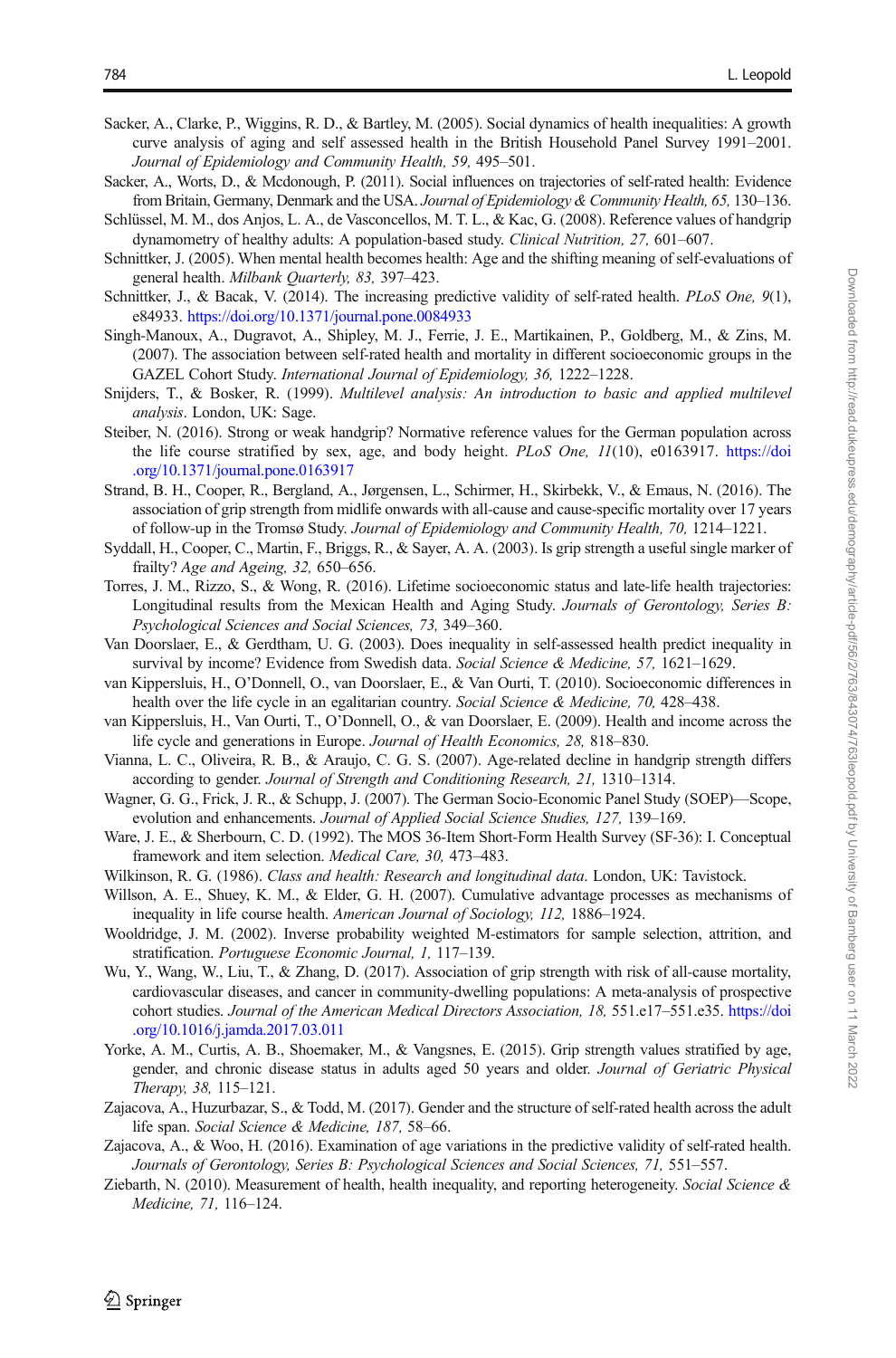Sacker, A., Clarke, P., Wiggins, R. D., & Bartley, M. (2005). Social dynamics of health inequalities: A growth curve analysis of aging and self assessed health in the British Household Panel Survey 1991–2001. *Journal of Epidemiology and Community Health, 59,* 495–501.

Sacker, A., Worts, D., & Mcdonough, P. (2011). Social influences on trajectories of self-rated health: Evidence from Britain, Germany, Denmark and the USA. *Journal of Epidemiology & Community Health, 65,* 130–136.

Schlüssel, M. M., dos Anjos, L. A., de Vasconcellos, M. T. L., & Kac, G. (2008). Reference values of handgrip dynamometry of healthy adults: A population-based study. *Clinical Nutrition, 27,* 601–607.

Schnittker, J. (2005). When mental health becomes health: Age and the shifting meaning of self-evaluations of general health. *Milbank Quarterly, 83,* 397–423.

Schnittker, J., & Bacak, V. (2014). The increasing predictive validity of self-rated health. *PLoS One, 9*(1), e84933. https://doi.org/10.1371/journal.pone.0084933

Singh-Manoux, A., Dugravot, A., Shipley, M. J., Ferrie, J. E., Martikainen, P., Goldberg, M., & Zins, M. (2007). The association between self-rated health and mortality in different socioeconomic groups in the GAZEL Cohort Study. *International Journal of Epidemiology, 36,* 1222–1228.

Snijders, T., & Bosker, R. (1999). *Multilevel analysis: An introduction to basic and applied multilevel analysis*. London, UK: Sage.

Steiber, N. (2016). Strong or weak handgrip? Normative reference values for the German population across the life course stratified by sex, age, and body height. *PLoS One, 11*(10), e0163917. https://doi.org/10.1371/journal.pone.0163917

Strand, B. H., Cooper, R., Bergland, A., Jørgensen, L., Schirmer, H., Skirbekk, V., & Emaus, N. (2016). The association of grip strength from midlife onwards with all-cause and cause-specific mortality over 17 years of follow-up in the Tromsø Study. *Journal of Epidemiology and Community Health, 70,* 1214–1221.

Syddall, H., Cooper, C., Martin, F., Briggs, R., & Sayer, A. A. (2003). Is grip strength a useful single marker of frailty? *Age and Ageing, 32,* 650–656.

Torres, J. M., Rizzo, S., & Wong, R. (2016). Lifetime socioeconomic status and late-life health trajectories: Longitudinal results from the Mexican Health and Aging Study. *Journals of Gerontology, Series B: Psychological Sciences and Social Sciences, 73,* 349–360.

Van Doorslaer, E., & Gerdtham, U. G. (2003). Does inequality in self-assessed health predict inequality in survival by income? Evidence from Swedish data. *Social Science & Medicine, 57,* 1621–1629.

van Kippersluis, H., O'Donnell, O., van Doorslaer, E., & Van Ourti, T. (2010). Socioeconomic differences in health over the life cycle in an egalitarian country. *Social Science & Medicine, 70,* 428–438.

van Kippersluis, H., Van Ourti, T., O'Donnell, O., & van Doorslaer, E. (2009). Health and income across the life cycle and generations in Europe. *Journal of Health Economics, 28,* 818–830.

Vianna, L. C., Oliveira, R. B., & Araujo, C. G. S. (2007). Age-related decline in handgrip strength differs according to gender. *Journal of Strength and Conditioning Research, 21,* 1310–1314.

Wagner, G. G., Frick, J. R., & Schupp, J. (2007). The German Socio-Economic Panel Study (SOEP)—Scope, evolution and enhancements. *Journal of Applied Social Science Studies, 127,* 139–169.

Ware, J. E., & Sherbourn, C. D. (1992). The MOS 36-Item Short-Form Health Survey (SF-36): I. Conceptual framework and item selection. *Medical Care, 30,* 473–483.

Wilkinson, R. G. (1986). *Class and health: Research and longitudinal data*. London, UK: Tavistock.

Willson, A. E., Shuey, K. M., & Elder, G. H. (2007). Cumulative advantage processes as mechanisms of inequality in life course health. *American Journal of Sociology, 112,* 1886–1924.

Wooldridge, J. M. (2002). Inverse probability weighted M-estimators for sample selection, attrition, and stratification. *Portuguese Economic Journal, 1,* 117–139.

Wu, Y., Wang, W., Liu, T., & Zhang, D. (2017). Association of grip strength with risk of all-cause mortality, cardiovascular diseases, and cancer in community-dwelling populations: A meta-analysis of prospective cohort studies. *Journal of the American Medical Directors Association, 18,* 551.e17–551.e35. https://doi.org/10.1016/j.jamda.2017.03.011

Yorke, A. M., Curtis, A. B., Shoemaker, M., & Vangsnes, E. (2015). Grip strength values stratified by age, gender, and chronic disease status in adults aged 50 years and older. *Journal of Geriatric Physical Therapy, 38,* 115–121.

Zajacova, A., Huzurbazar, S., & Todd, M. (2017). Gender and the structure of self-rated health across the adult life span. *Social Science & Medicine, 187,* 58–66.

Zajacova, A., & Woo, H. (2016). Examination of age variations in the predictive validity of self-rated health. *Journals of Gerontology, Series B: Psychological Sciences and Social Sciences, 71,* 551–557.

Ziebarth, N. (2010). Measurement of health, health inequality, and reporting heterogeneity. *Social Science & Medicine, 71,* 116–124.